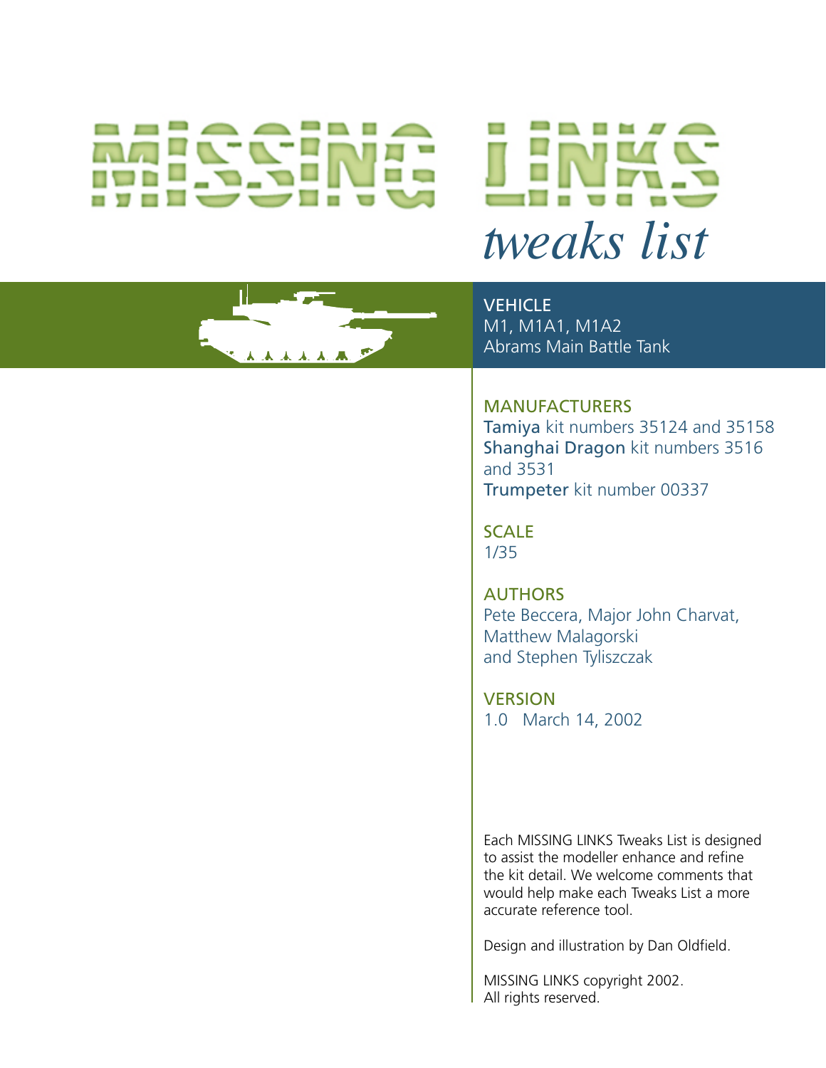# MISSING LINKS

## *tweaks list*

**VEHICLE**
M1, M1A1, M1A2
Abrams Main Battle Tank

**MANUFACTURERS**
**Tamiya** kit numbers 35124 and 35158
**Shanghai Dragon** kit numbers 3516 and 3531
**Trumpeter** kit number 00337

**SCALE**
1/35

**AUTHORS**
Pete Beccera, Major John Charvat, Matthew Malagorski and Stephen Tyliszczak

**VERSION**
1.0 March 14, 2002

Each MISSING LINKS Tweaks List is designed to assist the modeller enhance and refine the kit detail. We welcome comments that would help make each Tweaks List a more accurate reference tool.

Design and illustration by Dan Oldfield.

MISSING LINKS copyright 2002.
All rights reserved.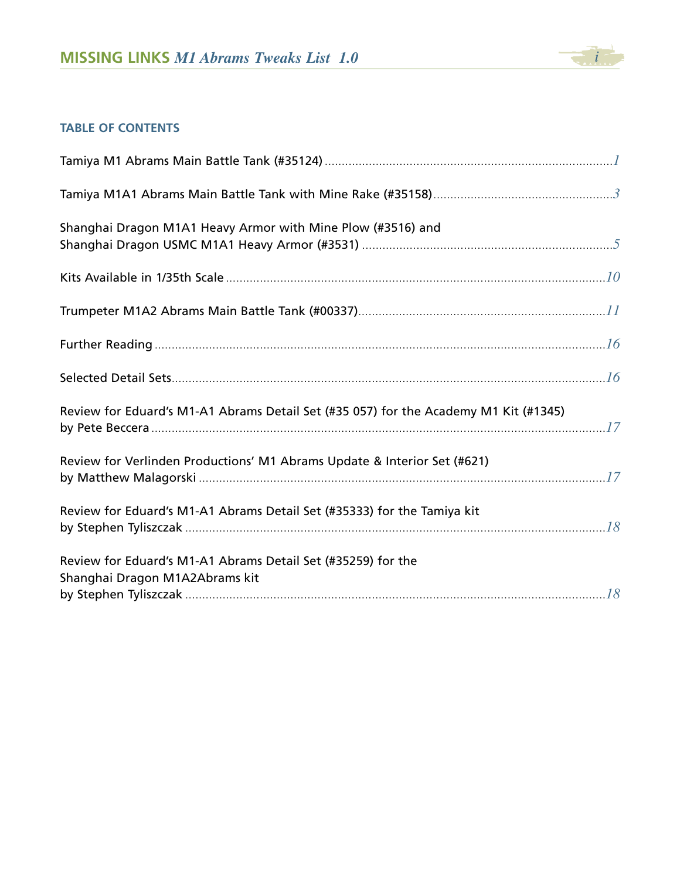## TABLE OF CONTENTS

Tamiya M1 Abrams Main Battle Tank (#35124) ..... 1

Tamiya M1A1 Abrams Main Battle Tank with Mine Rake (#35158) ..... 3

Shanghai Dragon M1A1 Heavy Armor with Mine Plow (#3516) and
Shanghai Dragon USMC M1A1 Heavy Armor (#3531) ..... 5

Kits Available in 1/35th Scale ..... 10

Trumpeter M1A2 Abrams Main Battle Tank (#00337) ..... 11

Further Reading ..... 16

Selected Detail Sets ..... 16

Review for Eduard's M1-A1 Abrams Detail Set (#35 057) for the Academy M1 Kit (#1345)
by Pete Beccera ..... 17

Review for Verlinden Productions' M1 Abrams Update & Interior Set (#621)
by Matthew Malagorski ..... 17

Review for Eduard's M1-A1 Abrams Detail Set (#35333) for the Tamiya kit
by Stephen Tyliszczak ..... 18

Review for Eduard's M1-A1 Abrams Detail Set (#35259) for the
Shanghai Dragon M1A2Abrams kit
by Stephen Tyliszczak ..... 18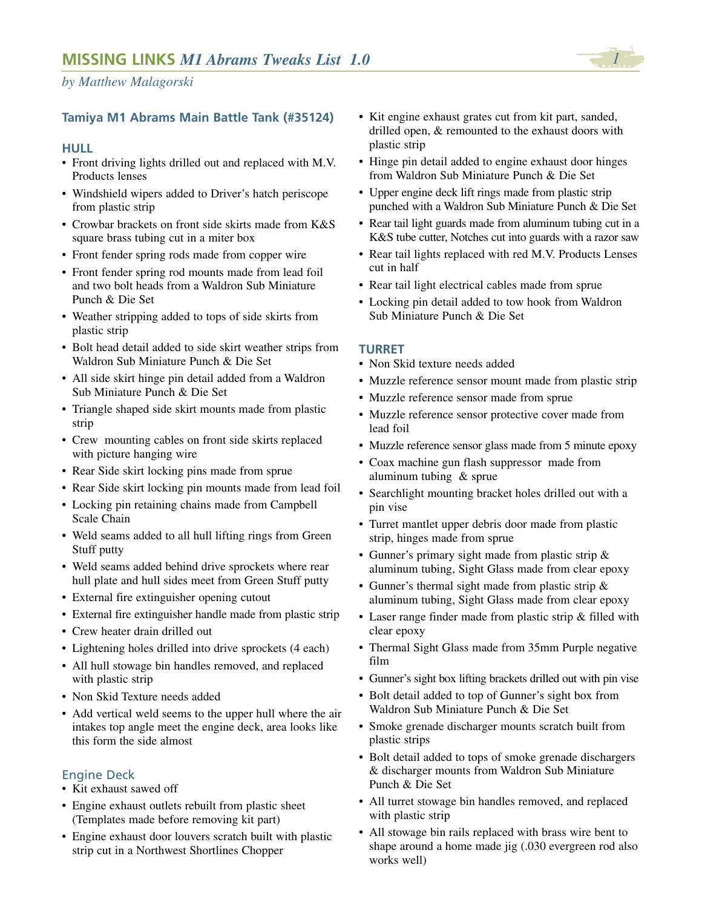# MISSING LINKS *M1 Abrams Tweaks List 1.0*

*by Matthew Malagorski*

## Tamiya M1 Abrams Main Battle Tank (#35124)

### HULL

- Front driving lights drilled out and replaced with M.V. Products lenses
- Windshield wipers added to Driver's hatch periscope from plastic strip
- Crowbar brackets on front side skirts made from K&S square brass tubing cut in a miter box
- Front fender spring rods made from copper wire
- Front fender spring rod mounts made from lead foil and two bolt heads from a Waldron Sub Miniature Punch & Die Set
- Weather stripping added to tops of side skirts from plastic strip
- Bolt head detail added to side skirt weather strips from Waldron Sub Miniature Punch & Die Set
- All side skirt hinge pin detail added from a Waldron Sub Miniature Punch & Die Set
- Triangle shaped side skirt mounts made from plastic strip
- Crew mounting cables on front side skirts replaced with picture hanging wire
- Rear Side skirt locking pins made from sprue
- Rear Side skirt locking pin mounts made from lead foil
- Locking pin retaining chains made from Campbell Scale Chain
- Weld seams added to all hull lifting rings from Green Stuff putty
- Weld seams added behind drive sprockets where rear hull plate and hull sides meet from Green Stuff putty
- External fire extinguisher opening cutout
- External fire extinguisher handle made from plastic strip
- Crew heater drain drilled out
- Lightening holes drilled into drive sprockets (4 each)
- All hull stowage bin handles removed, and replaced with plastic strip
- Non Skid Texture needs added
- Add vertical weld seems to the upper hull where the air intakes top angle meet the engine deck, area looks like this form the side almost

### Engine Deck

- Kit exhaust sawed off
- Engine exhaust outlets rebuilt from plastic sheet (Templates made before removing kit part)
- Engine exhaust door louvers scratch built with plastic strip cut in a Northwest Shortlines Chopper
- Kit engine exhaust grates cut from kit part, sanded, drilled open, & remounted to the exhaust doors with plastic strip
- Hinge pin detail added to engine exhaust door hinges from Waldron Sub Miniature Punch & Die Set
- Upper engine deck lift rings made from plastic strip punched with a Waldron Sub Miniature Punch & Die Set
- Rear tail light guards made from aluminum tubing cut in a K&S tube cutter, Notches cut into guards with a razor saw
- Rear tail lights replaced with red M.V. Products Lenses cut in half
- Rear tail light electrical cables made from sprue
- Locking pin detail added to tow hook from Waldron Sub Miniature Punch & Die Set

### TURRET

- Non Skid texture needs added
- Muzzle reference sensor mount made from plastic strip
- Muzzle reference sensor made from sprue
- Muzzle reference sensor protective cover made from lead foil
- Muzzle reference sensor glass made from 5 minute epoxy
- Coax machine gun flash suppressor made from aluminum tubing & sprue
- Searchlight mounting bracket holes drilled out with a pin vise
- Turret mantlet upper debris door made from plastic strip, hinges made from sprue
- Gunner's primary sight made from plastic strip & aluminum tubing, Sight Glass made from clear epoxy
- Gunner's thermal sight made from plastic strip & aluminum tubing, Sight Glass made from clear epoxy
- Laser range finder made from plastic strip & filled with clear epoxy
- Thermal Sight Glass made from 35mm Purple negative film
- Gunner's sight box lifting brackets drilled out with pin vise
- Bolt detail added to top of Gunner's sight box from Waldron Sub Miniature Punch & Die Set
- Smoke grenade discharger mounts scratch built from plastic strips
- Bolt detail added to tops of smoke grenade dischargers & discharger mounts from Waldron Sub Miniature Punch & Die Set
- All turret stowage bin handles removed, and replaced with plastic strip
- All stowage bin rails replaced with brass wire bent to shape around a home made jig (.030 evergreen rod also works well)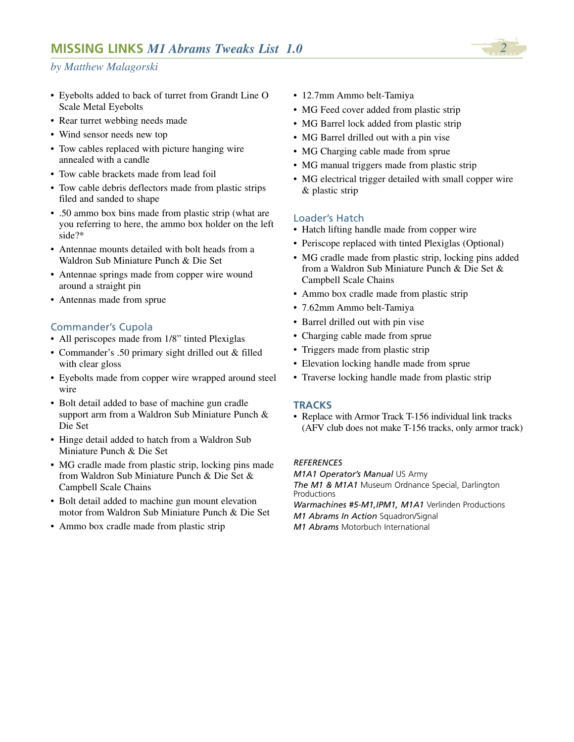- Eyebolts added to back of turret from Grandt Line O Scale Metal Eyebolts
- Rear turret webbing needs made
- Wind sensor needs new top
- Tow cables replaced with picture hanging wire annealed with a candle
- Tow cable brackets made from lead foil
- Tow cable debris deflectors made from plastic strips filed and sanded to shape
- .50 ammo box bins made from plastic strip (what are you referring to here, the ammo box holder on the left side?*
- Antennae mounts detailed with bolt heads from a Waldron Sub Miniature Punch & Die Set
- Antennae springs made from copper wire wound around a straight pin
- Antennas made from sprue

## Commander's Cupola

- All periscopes made from 1/8" tinted Plexiglas
- Commander's .50 primary sight drilled out & filled with clear gloss
- Eyebolts made from copper wire wrapped around steel wire
- Bolt detail added to base of machine gun cradle support arm from a Waldron Sub Miniature Punch & Die Set
- Hinge detail added to hatch from a Waldron Sub Miniature Punch & Die Set
- MG cradle made from plastic strip, locking pins made from Waldron Sub Miniature Punch & Die Set & Campbell Scale Chains
- Bolt detail added to machine gun mount elevation motor from Waldron Sub Miniature Punch & Die Set
- Ammo box cradle made from plastic strip
- 12.7mm Ammo belt-Tamiya
- MG Feed cover added from plastic strip
- MG Barrel lock added from plastic strip
- MG Barrel drilled out with a pin vise
- MG Charging cable made from sprue
- MG manual triggers made from plastic strip
- MG electrical trigger detailed with small copper wire & plastic strip

## Loader's Hatch

- Hatch lifting handle made from copper wire
- Periscope replaced with tinted Plexiglas (Optional)
- MG cradle made from plastic strip, locking pins added from a Waldron Sub Miniature Punch & Die Set & Campbell Scale Chains
- Ammo box cradle made from plastic strip
- 7.62mm Ammo belt-Tamiya
- Barrel drilled out with pin vise
- Charging cable made from sprue
- Triggers made from plastic strip
- Elevation locking handle made from sprue
- Traverse locking handle made from plastic strip

## TRACKS

- Replace with Armor Track T-156 individual link tracks (AFV club does not make T-156 tracks, only armor track)

### *REFERENCES*

*M1A1 Operator's Manual* US Army
*The M1 & M1A1* Museum Ordnance Special, Darlington Productions
*Warmachines #5-M1,IPM1, M1A1* Verlinden Productions
*M1 Abrams In Action* Squadron/Signal
*M1 Abrams* Motorbuch International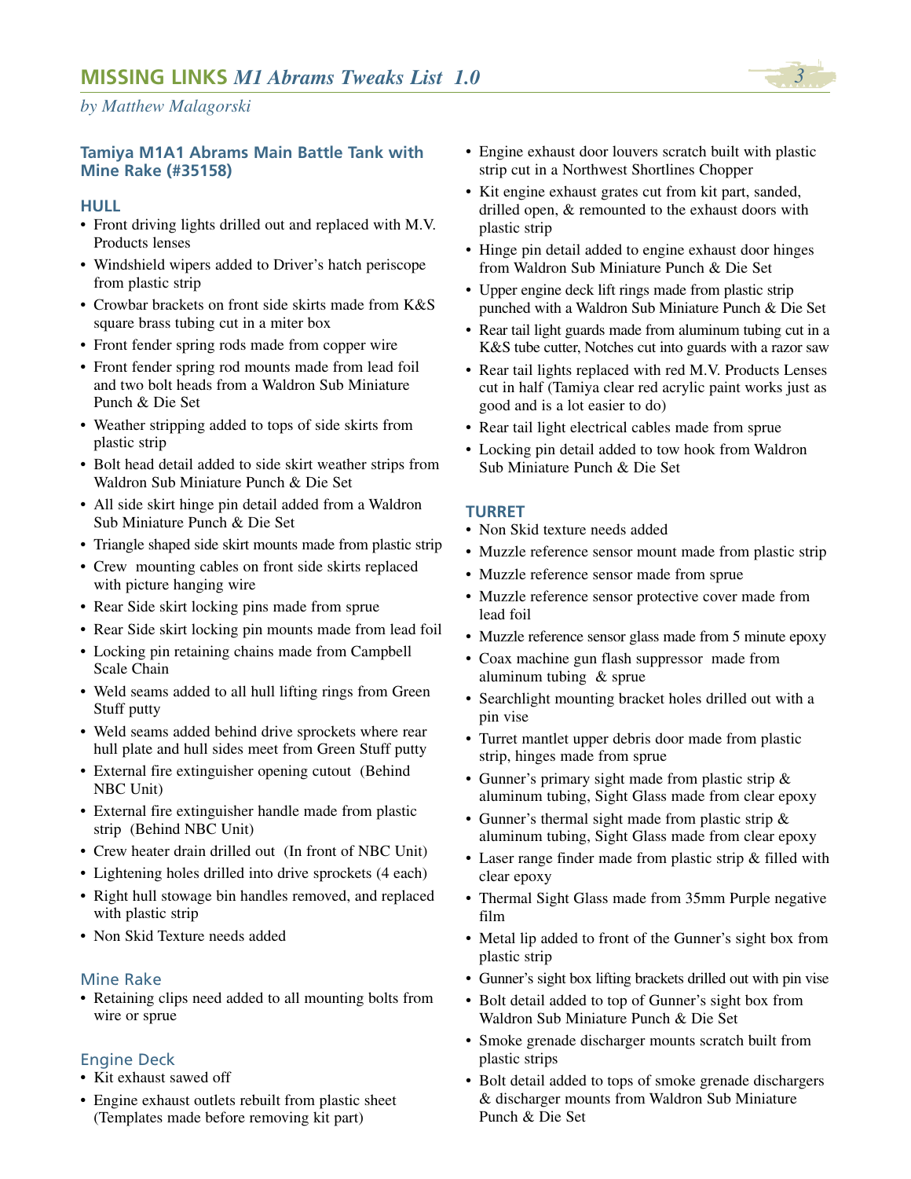# MISSING LINKS *M1 Abrams Tweaks List 1.0*

*by Matthew Malagorski*

## Tamiya M1A1 Abrams Main Battle Tank with Mine Rake (#35158)

### HULL

- Front driving lights drilled out and replaced with M.V. Products lenses
- Windshield wipers added to Driver's hatch periscope from plastic strip
- Crowbar brackets on front side skirts made from K&S square brass tubing cut in a miter box
- Front fender spring rods made from copper wire
- Front fender spring rod mounts made from lead foil and two bolt heads from a Waldron Sub Miniature Punch & Die Set
- Weather stripping added to tops of side skirts from plastic strip
- Bolt head detail added to side skirt weather strips from Waldron Sub Miniature Punch & Die Set
- All side skirt hinge pin detail added from a Waldron Sub Miniature Punch & Die Set
- Triangle shaped side skirt mounts made from plastic strip
- Crew mounting cables on front side skirts replaced with picture hanging wire
- Rear Side skirt locking pins made from sprue
- Rear Side skirt locking pin mounts made from lead foil
- Locking pin retaining chains made from Campbell Scale Chain
- Weld seams added to all hull lifting rings from Green Stuff putty
- Weld seams added behind drive sprockets where rear hull plate and hull sides meet from Green Stuff putty
- External fire extinguisher opening cutout (Behind NBC Unit)
- External fire extinguisher handle made from plastic strip (Behind NBC Unit)
- Crew heater drain drilled out (In front of NBC Unit)
- Lightening holes drilled into drive sprockets (4 each)
- Right hull stowage bin handles removed, and replaced with plastic strip
- Non Skid Texture needs added

### Mine Rake

- Retaining clips need added to all mounting bolts from wire or sprue

### Engine Deck

- Kit exhaust sawed off
- Engine exhaust outlets rebuilt from plastic sheet (Templates made before removing kit part)
- Engine exhaust door louvers scratch built with plastic strip cut in a Northwest Shortlines Chopper
- Kit engine exhaust grates cut from kit part, sanded, drilled open, & remounted to the exhaust doors with plastic strip
- Hinge pin detail added to engine exhaust door hinges from Waldron Sub Miniature Punch & Die Set
- Upper engine deck lift rings made from plastic strip punched with a Waldron Sub Miniature Punch & Die Set
- Rear tail light guards made from aluminum tubing cut in a K&S tube cutter, Notches cut into guards with a razor saw
- Rear tail lights replaced with red M.V. Products Lenses cut in half (Tamiya clear red acrylic paint works just as good and is a lot easier to do)
- Rear tail light electrical cables made from sprue
- Locking pin detail added to tow hook from Waldron Sub Miniature Punch & Die Set

### TURRET

- Non Skid texture needs added
- Muzzle reference sensor mount made from plastic strip
- Muzzle reference sensor made from sprue
- Muzzle reference sensor protective cover made from lead foil
- Muzzle reference sensor glass made from 5 minute epoxy
- Coax machine gun flash suppressor made from aluminum tubing & sprue
- Searchlight mounting bracket holes drilled out with a pin vise
- Turret mantlet upper debris door made from plastic strip, hinges made from sprue
- Gunner's primary sight made from plastic strip & aluminum tubing, Sight Glass made from clear epoxy
- Gunner's thermal sight made from plastic strip & aluminum tubing, Sight Glass made from clear epoxy
- Laser range finder made from plastic strip & filled with clear epoxy
- Thermal Sight Glass made from 35mm Purple negative film
- Metal lip added to front of the Gunner's sight box from plastic strip
- Gunner's sight box lifting brackets drilled out with pin vise
- Bolt detail added to top of Gunner's sight box from Waldron Sub Miniature Punch & Die Set
- Smoke grenade discharger mounts scratch built from plastic strips
- Bolt detail added to tops of smoke grenade dischargers & discharger mounts from Waldron Sub Miniature Punch & Die Set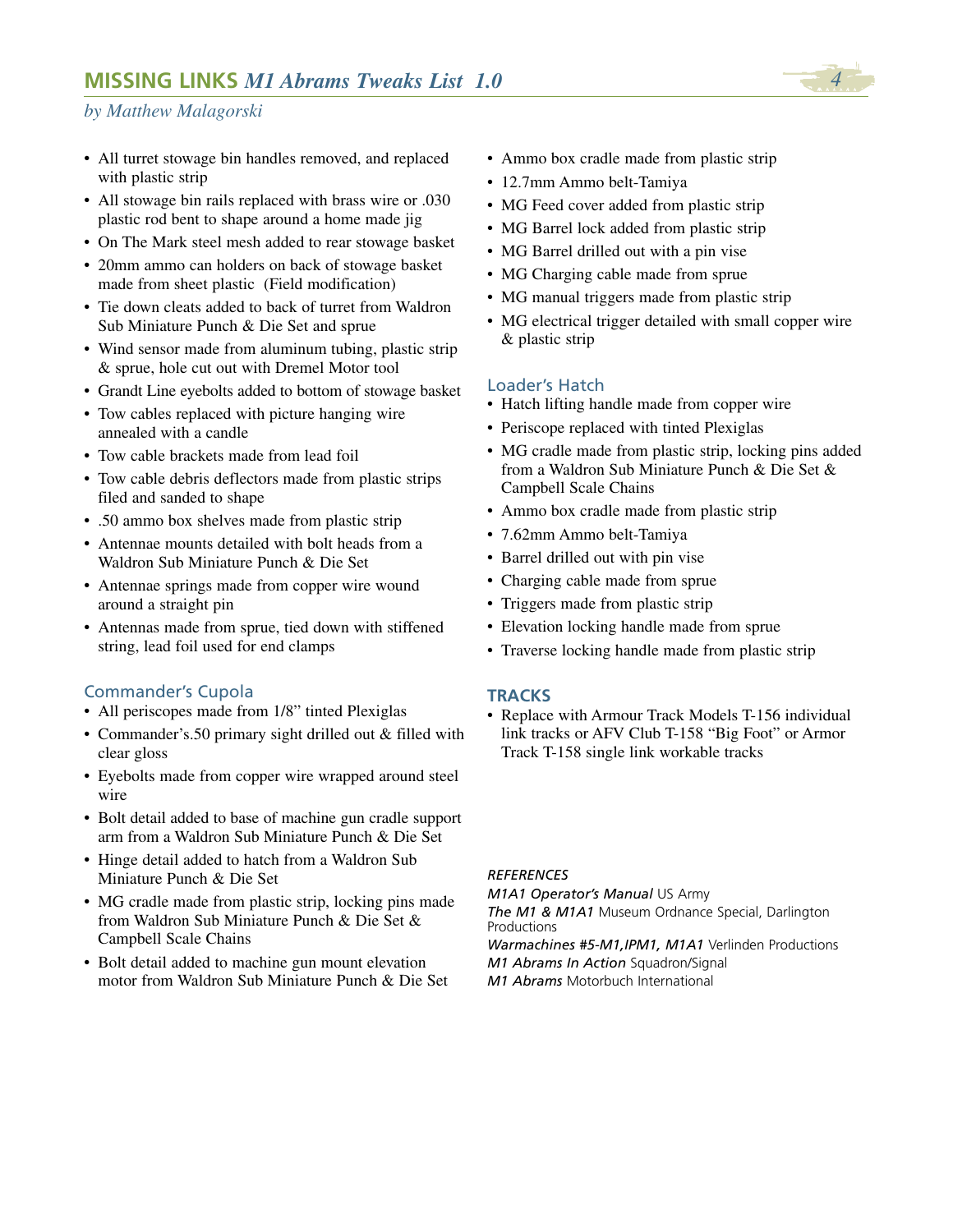## MISSING LINKS *M1 Abrams Tweaks List 1.0*

*by Matthew Malagorski*

- All turret stowage bin handles removed, and replaced with plastic strip
- All stowage bin rails replaced with brass wire or .030 plastic rod bent to shape around a home made jig
- On The Mark steel mesh added to rear stowage basket
- 20mm ammo can holders on back of stowage basket made from sheet plastic (Field modification)
- Tie down cleats added to back of turret from Waldron Sub Miniature Punch & Die Set and sprue
- Wind sensor made from aluminum tubing, plastic strip & sprue, hole cut out with Dremel Motor tool
- Grandt Line eyebolts added to bottom of stowage basket
- Tow cables replaced with picture hanging wire annealed with a candle
- Tow cable brackets made from lead foil
- Tow cable debris deflectors made from plastic strips filed and sanded to shape
- .50 ammo box shelves made from plastic strip
- Antennae mounts detailed with bolt heads from a Waldron Sub Miniature Punch & Die Set
- Antennae springs made from copper wire wound around a straight pin
- Antennas made from sprue, tied down with stiffened string, lead foil used for end clamps

### Commander's Cupola

- All periscopes made from 1/8" tinted Plexiglas
- Commander's.50 primary sight drilled out & filled with clear gloss
- Eyebolts made from copper wire wrapped around steel wire
- Bolt detail added to base of machine gun cradle support arm from a Waldron Sub Miniature Punch & Die Set
- Hinge detail added to hatch from a Waldron Sub Miniature Punch & Die Set
- MG cradle made from plastic strip, locking pins made from Waldron Sub Miniature Punch & Die Set & Campbell Scale Chains
- Bolt detail added to machine gun mount elevation motor from Waldron Sub Miniature Punch & Die Set
- Ammo box cradle made from plastic strip
- 12.7mm Ammo belt-Tamiya
- MG Feed cover added from plastic strip
- MG Barrel lock added from plastic strip
- MG Barrel drilled out with a pin vise
- MG Charging cable made from sprue
- MG manual triggers made from plastic strip
- MG electrical trigger detailed with small copper wire & plastic strip

### Loader's Hatch

- Hatch lifting handle made from copper wire
- Periscope replaced with tinted Plexiglas
- MG cradle made from plastic strip, locking pins added from a Waldron Sub Miniature Punch & Die Set & Campbell Scale Chains
- Ammo box cradle made from plastic strip
- 7.62mm Ammo belt-Tamiya
- Barrel drilled out with pin vise
- Charging cable made from sprue
- Triggers made from plastic strip
- Elevation locking handle made from sprue
- Traverse locking handle made from plastic strip

### TRACKS

- Replace with Armour Track Models T-156 individual link tracks or AFV Club T-158 "Big Foot" or Armor Track T-158 single link workable tracks

*REFERENCES*

*M1A1 Operator's Manual* US Army
*The M1 & M1A1* Museum Ordnance Special, Darlington Productions
*Warmachines #5-M1,IPM1, M1A1* Verlinden Productions
*M1 Abrams In Action* Squadron/Signal
*M1 Abrams* Motorbuch International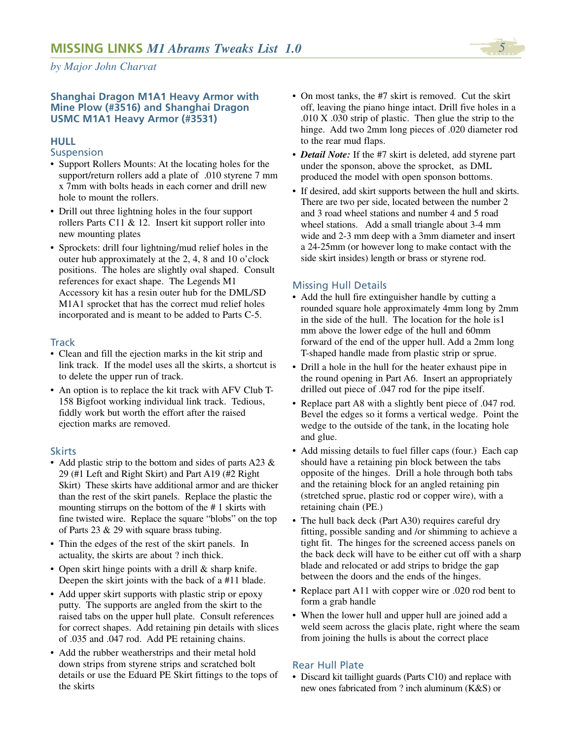**by Major John Charvat**

## Shanghai Dragon M1A1 Heavy Armor with Mine Plow (#3516) and Shanghai Dragon USMC M1A1 Heavy Armor (#3531)

### HULL

#### Suspension

- Support Rollers Mounts: At the locating holes for the support/return rollers add a plate of .010 styrene 7 mm x 7mm with bolts heads in each corner and drill new hole to mount the rollers.
- Drill out three lightning holes in the four support rollers Parts C11 & 12. Insert kit support roller into new mounting plates
- Sprockets: drill four lightning/mud relief holes in the outer hub approximately at the 2, 4, 8 and 10 o'clock positions. The holes are slightly oval shaped. Consult references for exact shape. The Legends M1 Accessory kit has a resin outer hub for the DML/SD M1A1 sprocket that has the correct mud relief holes incorporated and is meant to be added to Parts C-5.

#### Track

- Clean and fill the ejection marks in the kit strip and link track. If the model uses all the skirts, a shortcut is to delete the upper run of track.
- An option is to replace the kit track with AFV Club T-158 Bigfoot working individual link track. Tedious, fiddly work but worth the effort after the raised ejection marks are removed.

#### Skirts

- Add plastic strip to the bottom and sides of parts A23 & 29 (#1 Left and Right Skirt) and Part A19 (#2 Right Skirt) These skirts have additional armor and are thicker than the rest of the skirt panels. Replace the plastic the mounting stirrups on the bottom of the # 1 skirts with fine twisted wire. Replace the square "blobs" on the top of Parts 23 & 29 with square brass tubing.
- Thin the edges of the rest of the skirt panels. In actuality, the skirts are about ? inch thick.
- Open skirt hinge points with a drill & sharp knife. Deepen the skirt joints with the back of a #11 blade.
- Add upper skirt supports with plastic strip or epoxy putty. The supports are angled from the skirt to the raised tabs on the upper hull plate. Consult references for correct shapes. Add retaining pin details with slices of .035 and .047 rod. Add PE retaining chains.
- Add the rubber weatherstrips and their metal hold down strips from styrene strips and scratched bolt details or use the Eduard PE Skirt fittings to the tops of the skirts
- On most tanks, the #7 skirt is removed. Cut the skirt off, leaving the piano hinge intact. Drill five holes in a .010 X .030 strip of plastic. Then glue the strip to the hinge. Add two 2mm long pieces of .020 diameter rod to the rear mud flaps.
- ***Detail Note:*** If the #7 skirt is deleted, add styrene part under the sponson, above the sprocket, as DML produced the model with open sponson bottoms.
- If desired, add skirt supports between the hull and skirts. There are two per side, located between the number 2 and 3 road wheel stations and number 4 and 5 road wheel stations. Add a small triangle about 3-4 mm wide and 2-3 mm deep with a 3mm diameter and insert a 24-25mm (or however long to make contact with the side skirt insides) length or brass or styrene rod.

#### Missing Hull Details

- Add the hull fire extinguisher handle by cutting a rounded square hole approximately 4mm long by 2mm in the side of the hull. The location for the hole is1 mm above the lower edge of the hull and 60mm forward of the end of the upper hull. Add a 2mm long T-shaped handle made from plastic strip or sprue.
- Drill a hole in the hull for the heater exhaust pipe in the round opening in Part A6. Insert an appropriately drilled out piece of .047 rod for the pipe itself.
- Replace part A8 with a slightly bent piece of .047 rod. Bevel the edges so it forms a vertical wedge. Point the wedge to the outside of the tank, in the locating hole and glue.
- Add missing details to fuel filler caps (four.) Each cap should have a retaining pin block between the tabs opposite of the hinges. Drill a hole through both tabs and the retaining block for an angled retaining pin (stretched sprue, plastic rod or copper wire), with a retaining chain (PE.)
- The hull back deck (Part A30) requires careful dry fitting, possible sanding and /or shimming to achieve a tight fit. The hinges for the screened access panels on the back deck will have to be either cut off with a sharp blade and relocated or add strips to bridge the gap between the doors and the ends of the hinges.
- Replace part A11 with copper wire or .020 rod bent to form a grab handle
- When the lower hull and upper hull are joined add a weld seem across the glacis plate, right where the seam from joining the hulls is about the correct place

#### Rear Hull Plate

- Discard kit taillight guards (Parts C10) and replace with new ones fabricated from ? inch aluminum (K&S) or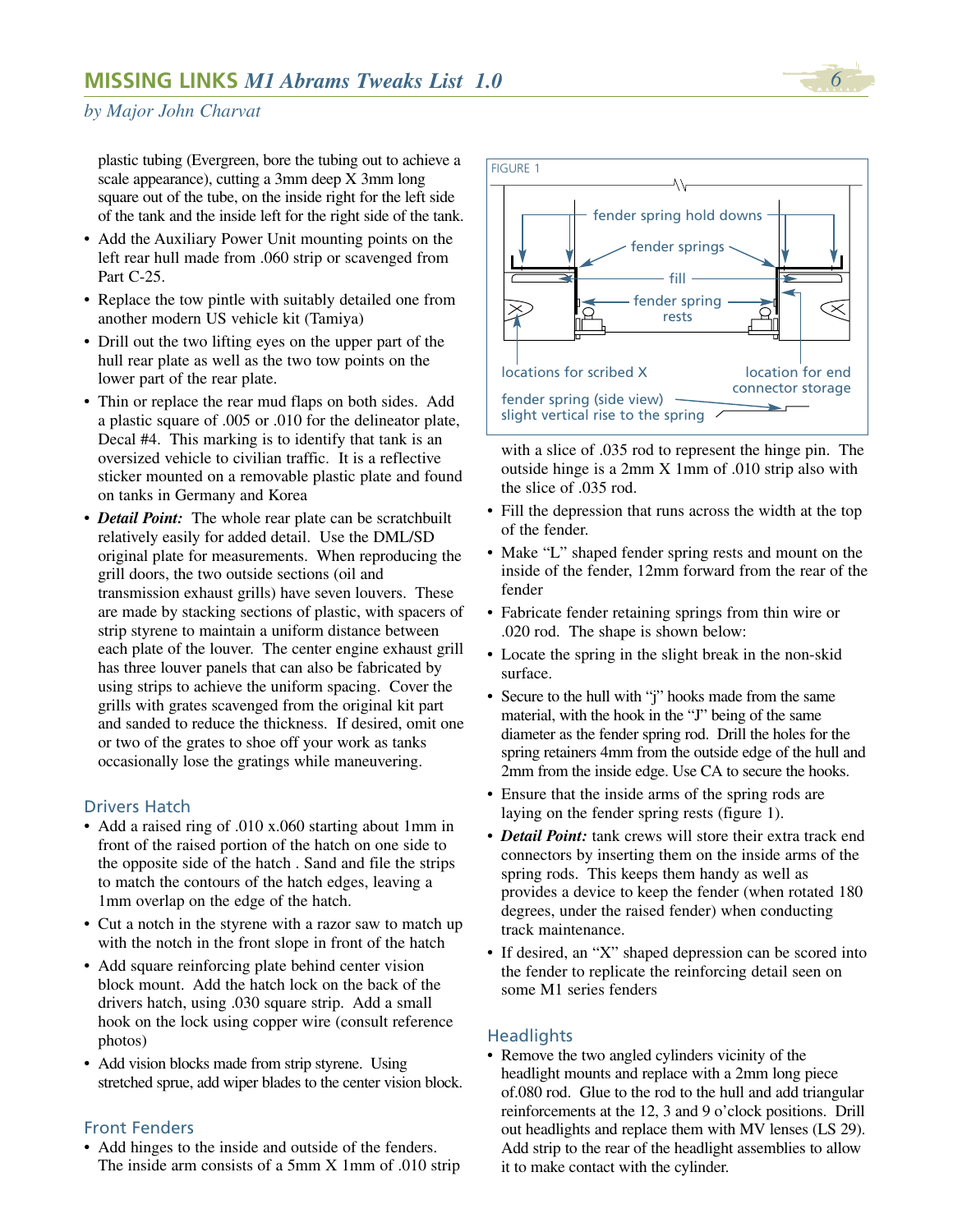plastic tubing (Evergreen, bore the tubing out to achieve a scale appearance), cutting a 3mm deep X 3mm long square out of the tube, on the inside right for the left side of the tank and the inside left for the right side of the tank.

- Add the Auxiliary Power Unit mounting points on the left rear hull made from .060 strip or scavenged from Part C-25.
- Replace the tow pintle with suitably detailed one from another modern US vehicle kit (Tamiya)
- Drill out the two lifting eyes on the upper part of the hull rear plate as well as the two tow points on the lower part of the rear plate.
- Thin or replace the rear mud flaps on both sides. Add a plastic square of .005 or .010 for the delineator plate, Decal #4. This marking is to identify that tank is an oversized vehicle to civilian traffic. It is a reflective sticker mounted on a removable plastic plate and found on tanks in Germany and Korea
- ***Detail Point:*** The whole rear plate can be scratchbuilt relatively easily for added detail. Use the DML/SD original plate for measurements. When reproducing the grill doors, the two outside sections (oil and transmission exhaust grills) have seven louvers. These are made by stacking sections of plastic, with spacers of strip styrene to maintain a uniform distance between each plate of the louver. The center engine exhaust grill has three louver panels that can also be fabricated by using strips to achieve the uniform spacing. Cover the grills with grates scavenged from the original kit part and sanded to reduce the thickness. If desired, omit one or two of the grates to shoe off your work as tanks occasionally lose the gratings while maneuvering.

## Drivers Hatch

- Add a raised ring of .010 x.060 starting about 1mm in front of the raised portion of the hatch on one side to the opposite side of the hatch . Sand and file the strips to match the contours of the hatch edges, leaving a 1mm overlap on the edge of the hatch.
- Cut a notch in the styrene with a razor saw to match up with the notch in the front slope in front of the hatch
- Add square reinforcing plate behind center vision block mount. Add the hatch lock on the back of the drivers hatch, using .030 square strip. Add a small hook on the lock using copper wire (consult reference photos)
- Add vision blocks made from strip styrene. Using stretched sprue, add wiper blades to the center vision block.

## Front Fenders

- Add hinges to the inside and outside of the fenders. The inside arm consists of a 5mm X 1mm of .010 strip with a slice of .035 rod to represent the hinge pin. The outside hinge is a 2mm X 1mm of .010 strip also with the slice of .035 rod.

FIGURE 1

fender spring hold downs
fender springs
fill
fender spring rests
locations for scribed X
location for end connector storage
fender spring (side view) slight vertical rise to the spring

- Fill the depression that runs across the width at the top of the fender.
- Make "L" shaped fender spring rests and mount on the inside of the fender, 12mm forward from the rear of the fender
- Fabricate fender retaining springs from thin wire or .020 rod. The shape is shown below:
- Locate the spring in the slight break in the non-skid surface.
- Secure to the hull with "j" hooks made from the same material, with the hook in the "J" being of the same diameter as the fender spring rod. Drill the holes for the spring retainers 4mm from the outside edge of the hull and 2mm from the inside edge. Use CA to secure the hooks.
- Ensure that the inside arms of the spring rods are laying on the fender spring rests (figure 1).
- ***Detail Point:*** tank crews will store their extra track end connectors by inserting them on the inside arms of the spring rods. This keeps them handy as well as provides a device to keep the fender (when rotated 180 degrees, under the raised fender) when conducting track maintenance.
- If desired, an "X" shaped depression can be scored into the fender to replicate the reinforcing detail seen on some M1 series fenders

## Headlights

- Remove the two angled cylinders vicinity of the headlight mounts and replace with a 2mm long piece of.080 rod. Glue to the rod to the hull and add triangular reinforcements at the 12, 3 and 9 o'clock positions. Drill out headlights and replace them with MV lenses (LS 29). Add strip to the rear of the headlight assemblies to allow it to make contact with the cylinder.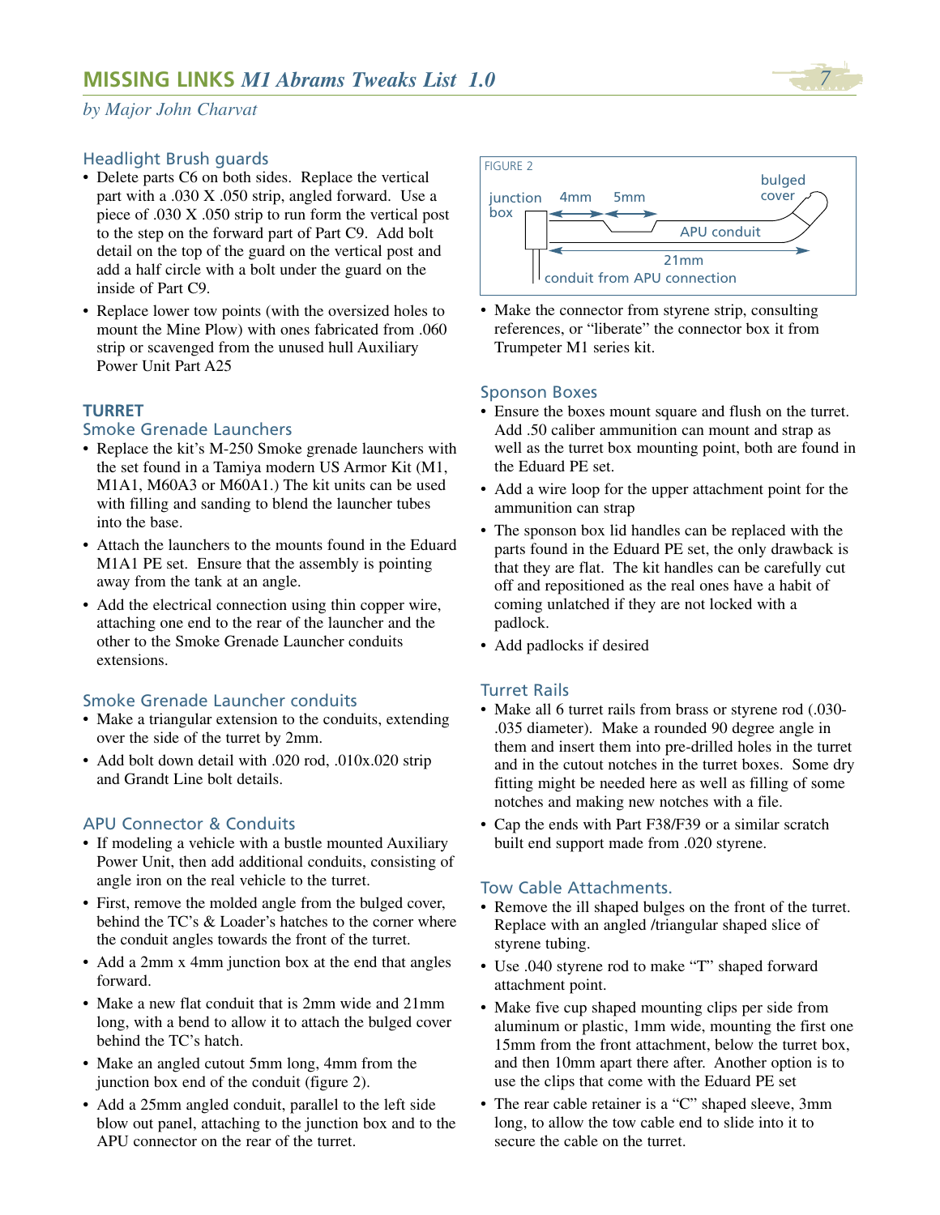## Headlight Brush guards

- Delete parts C6 on both sides. Replace the vertical part with a .030 X .050 strip, angled forward. Use a piece of .030 X .050 strip to run form the vertical post to the step on the forward part of Part C9. Add bolt detail on the top of the guard on the vertical post and add a half circle with a bolt under the guard on the inside of Part C9.
- Replace lower tow points (with the oversized holes to mount the Mine Plow) with ones fabricated from .060 strip or scavenged from the unused hull Auxiliary Power Unit Part A25

## TURRET

### Smoke Grenade Launchers

- Replace the kit's M-250 Smoke grenade launchers with the set found in a Tamiya modern US Armor Kit (M1, M1A1, M60A3 or M60A1.) The kit units can be used with filling and sanding to blend the launcher tubes into the base.
- Attach the launchers to the mounts found in the Eduard M1A1 PE set. Ensure that the assembly is pointing away from the tank at an angle.
- Add the electrical connection using thin copper wire, attaching one end to the rear of the launcher and the other to the Smoke Grenade Launcher conduits extensions.

### Smoke Grenade Launcher conduits

- Make a triangular extension to the conduits, extending over the side of the turret by 2mm.
- Add bolt down detail with .020 rod, .010x.020 strip and Grandt Line bolt details.

### APU Connector & Conduits

- If modeling a vehicle with a bustle mounted Auxiliary Power Unit, then add additional conduits, consisting of angle iron on the real vehicle to the turret.
- First, remove the molded angle from the bulged cover, behind the TC's & Loader's hatches to the corner where the conduit angles towards the front of the turret.
- Add a 2mm x 4mm junction box at the end that angles forward.
- Make a new flat conduit that is 2mm wide and 21mm long, with a bend to allow it to attach the bulged cover behind the TC's hatch.
- Make an angled cutout 5mm long, 4mm from the junction box end of the conduit (figure 2).
- Add a 25mm angled conduit, parallel to the left side blow out panel, attaching to the junction box and to the APU connector on the rear of the turret.

FIGURE 2

junction box — 4mm — 5mm — bulged cover — APU conduit — 21mm — conduit from APU connection

- Make the connector from styrene strip, consulting references, or "liberate" the connector box it from Trumpeter M1 series kit.

### Sponson Boxes

- Ensure the boxes mount square and flush on the turret. Add .50 caliber ammunition can mount and strap as well as the turret box mounting point, both are found in the Eduard PE set.
- Add a wire loop for the upper attachment point for the ammunition can strap
- The sponson box lid handles can be replaced with the parts found in the Eduard PE set, the only drawback is that they are flat. The kit handles can be carefully cut off and repositioned as the real ones have a habit of coming unlatched if they are not locked with a padlock.
- Add padlocks if desired

### Turret Rails

- Make all 6 turret rails from brass or styrene rod (.030-.035 diameter). Make a rounded 90 degree angle in them and insert them into pre-drilled holes in the turret and in the cutout notches in the turret boxes. Some dry fitting might be needed here as well as filling of some notches and making new notches with a file.
- Cap the ends with Part F38/F39 or a similar scratch built end support made from .020 styrene.

### Tow Cable Attachments.

- Remove the ill shaped bulges on the front of the turret. Replace with an angled /triangular shaped slice of styrene tubing.
- Use .040 styrene rod to make "T" shaped forward attachment point.
- Make five cup shaped mounting clips per side from aluminum or plastic, 1mm wide, mounting the first one 15mm from the front attachment, below the turret box, and then 10mm apart there after. Another option is to use the clips that come with the Eduard PE set
- The rear cable retainer is a "C" shaped sleeve, 3mm long, to allow the tow cable end to slide into it to secure the cable on the turret.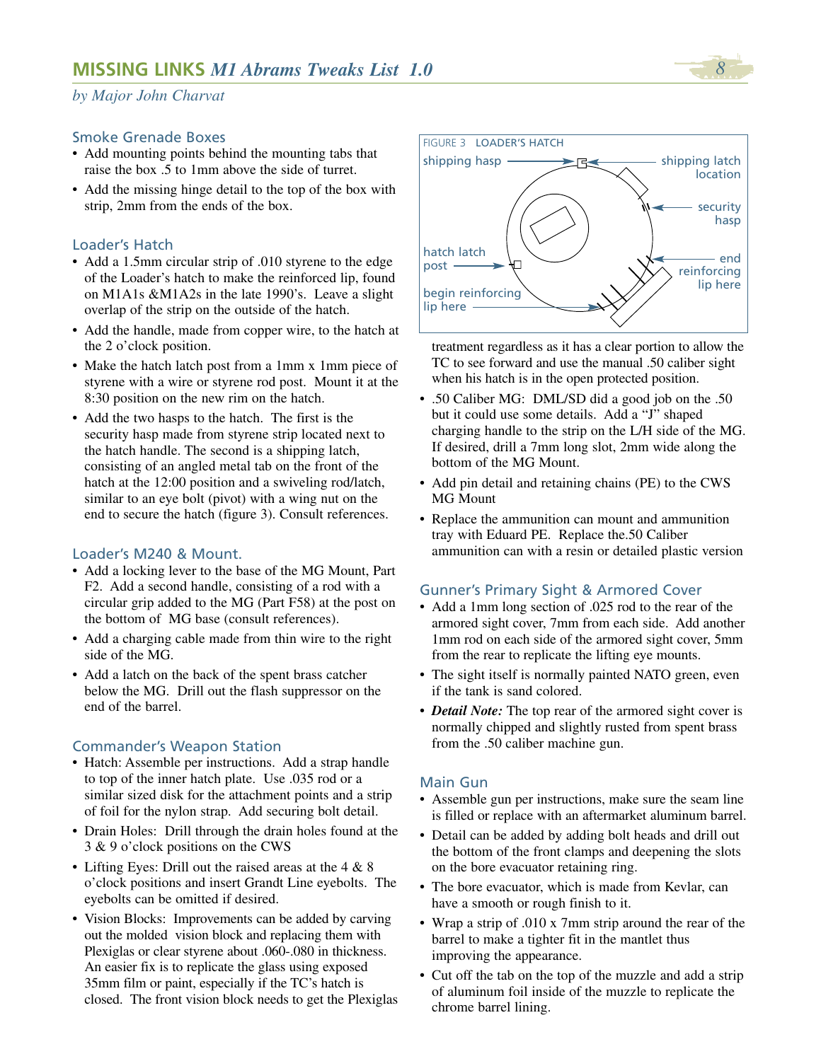## Smoke Grenade Boxes

- Add mounting points behind the mounting tabs that raise the box .5 to 1mm above the side of turret.
- Add the missing hinge detail to the top of the box with strip, 2mm from the ends of the box.

## Loader's Hatch

- Add a 1.5mm circular strip of .010 styrene to the edge of the Loader's hatch to make the reinforced lip, found on M1A1s &M1A2s in the late 1990's. Leave a slight overlap of the strip on the outside of the hatch.
- Add the handle, made from copper wire, to the hatch at the 2 o'clock position.
- Make the hatch latch post from a 1mm x 1mm piece of styrene with a wire or styrene rod post. Mount it at the 8:30 position on the new rim on the hatch.
- Add the two hasps to the hatch. The first is the security hasp made from styrene strip located next to the hatch handle. The second is a shipping latch, consisting of an angled metal tab on the front of the hatch at the 12:00 position and a swiveling rod/latch, similar to an eye bolt (pivot) with a wing nut on the end to secure the hatch (figure 3). Consult references.

FIGURE 3 LOADER'S HATCH

shipping hasp — shipping latch location — security hasp — hatch latch post — end reinforcing lip here — begin reinforcing lip here

## Loader's M240 & Mount.

- Add a locking lever to the base of the MG Mount, Part F2. Add a second handle, consisting of a rod with a circular grip added to the MG (Part F58) at the post on the bottom of MG base (consult references).
- Add a charging cable made from thin wire to the right side of the MG.
- Add a latch on the back of the spent brass catcher below the MG. Drill out the flash suppressor on the end of the barrel.

## Commander's Weapon Station

- Hatch: Assemble per instructions. Add a strap handle to top of the inner hatch plate. Use .035 rod or a similar sized disk for the attachment points and a strip of foil for the nylon strap. Add securing bolt detail.
- Drain Holes: Drill through the drain holes found at the 3 & 9 o'clock positions on the CWS
- Lifting Eyes: Drill out the raised areas at the 4 & 8 o'clock positions and insert Grandt Line eyebolts. The eyebolts can be omitted if desired.
- Vision Blocks: Improvements can be added by carving out the molded vision block and replacing them with Plexiglas or clear styrene about .060-.080 in thickness. An easier fix is to replicate the glass using exposed 35mm film or paint, especially if the TC's hatch is closed. The front vision block needs to get the Plexiglas treatment regardless as it has a clear portion to allow the TC to see forward and use the manual .50 caliber sight when his hatch is in the open protected position.
- .50 Caliber MG: DML/SD did a good job on the .50 but it could use some details. Add a "J" shaped charging handle to the strip on the L/H side of the MG. If desired, drill a 7mm long slot, 2mm wide along the bottom of the MG Mount.
- Add pin detail and retaining chains (PE) to the CWS MG Mount
- Replace the ammunition can mount and ammunition tray with Eduard PE. Replace the.50 Caliber ammunition can with a resin or detailed plastic version

## Gunner's Primary Sight & Armored Cover

- Add a 1mm long section of .025 rod to the rear of the armored sight cover, 7mm from each side. Add another 1mm rod on each side of the armored sight cover, 5mm from the rear to replicate the lifting eye mounts.
- The sight itself is normally painted NATO green, even if the tank is sand colored.
- ***Detail Note:*** The top rear of the armored sight cover is normally chipped and slightly rusted from spent brass from the .50 caliber machine gun.

## Main Gun

- Assemble gun per instructions, make sure the seam line is filled or replace with an aftermarket aluminum barrel.
- Detail can be added by adding bolt heads and drill out the bottom of the front clamps and deepening the slots on the bore evacuator retaining ring.
- The bore evacuator, which is made from Kevlar, can have a smooth or rough finish to it.
- Wrap a strip of .010 x 7mm strip around the rear of the barrel to make a tighter fit in the mantlet thus improving the appearance.
- Cut off the tab on the top of the muzzle and add a strip of aluminum foil inside of the muzzle to replicate the chrome barrel lining.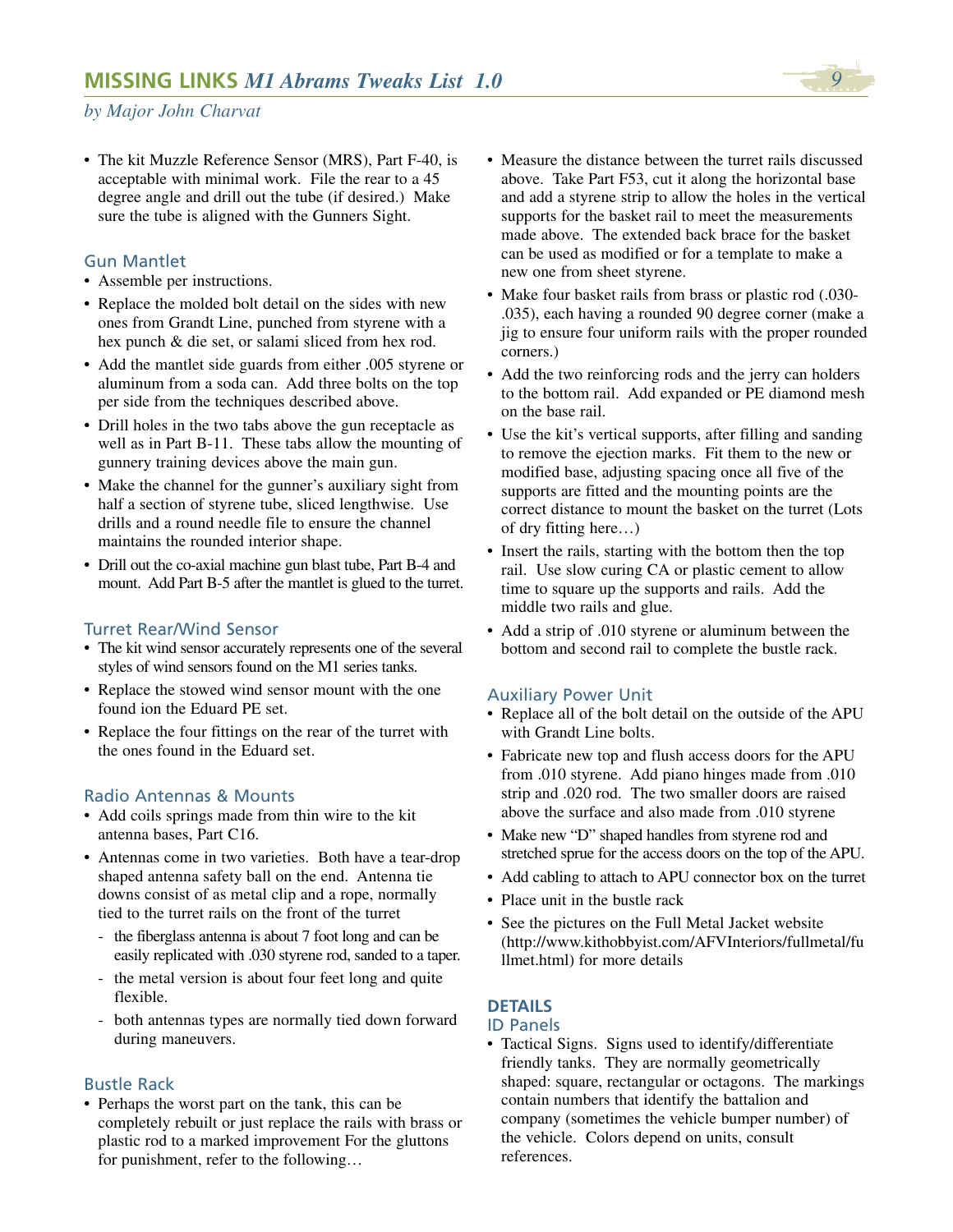- The kit Muzzle Reference Sensor (MRS), Part F-40, is acceptable with minimal work. File the rear to a 45 degree angle and drill out the tube (if desired.) Make sure the tube is aligned with the Gunners Sight.

## Gun Mantlet

- Assemble per instructions.
- Replace the molded bolt detail on the sides with new ones from Grandt Line, punched from styrene with a hex punch & die set, or salami sliced from hex rod.
- Add the mantlet side guards from either .005 styrene or aluminum from a soda can. Add three bolts on the top per side from the techniques described above.
- Drill holes in the two tabs above the gun receptacle as well as in Part B-11. These tabs allow the mounting of gunnery training devices above the main gun.
- Make the channel for the gunner's auxiliary sight from half a section of styrene tube, sliced lengthwise. Use drills and a round needle file to ensure the channel maintains the rounded interior shape.
- Drill out the co-axial machine gun blast tube, Part B-4 and mount. Add Part B-5 after the mantlet is glued to the turret.

## Turret Rear/Wind Sensor

- The kit wind sensor accurately represents one of the several styles of wind sensors found on the M1 series tanks.
- Replace the stowed wind sensor mount with the one found ion the Eduard PE set.
- Replace the four fittings on the rear of the turret with the ones found in the Eduard set.

## Radio Antennas & Mounts

- Add coils springs made from thin wire to the kit antenna bases, Part C16.
- Antennas come in two varieties. Both have a tear-drop shaped antenna safety ball on the end. Antenna tie downs consist of as metal clip and a rope, normally tied to the turret rails on the front of the turret
  - the fiberglass antenna is about 7 foot long and can be easily replicated with .030 styrene rod, sanded to a taper.
  - the metal version is about four feet long and quite flexible.
  - both antennas types are normally tied down forward during maneuvers.

## Bustle Rack

- Perhaps the worst part on the tank, this can be completely rebuilt or just replace the rails with brass or plastic rod to a marked improvement For the gluttons for punishment, refer to the following…
- Measure the distance between the turret rails discussed above. Take Part F53, cut it along the horizontal base and add a styrene strip to allow the holes in the vertical supports for the basket rail to meet the measurements made above. The extended back brace for the basket can be used as modified or for a template to make a new one from sheet styrene.
- Make four basket rails from brass or plastic rod (.030-.035), each having a rounded 90 degree corner (make a jig to ensure four uniform rails with the proper rounded corners.)
- Add the two reinforcing rods and the jerry can holders to the bottom rail. Add expanded or PE diamond mesh on the base rail.
- Use the kit's vertical supports, after filling and sanding to remove the ejection marks. Fit them to the new or modified base, adjusting spacing once all five of the supports are fitted and the mounting points are the correct distance to mount the basket on the turret (Lots of dry fitting here…)
- Insert the rails, starting with the bottom then the top rail. Use slow curing CA or plastic cement to allow time to square up the supports and rails. Add the middle two rails and glue.
- Add a strip of .010 styrene or aluminum between the bottom and second rail to complete the bustle rack.

## Auxiliary Power Unit

- Replace all of the bolt detail on the outside of the APU with Grandt Line bolts.
- Fabricate new top and flush access doors for the APU from .010 styrene. Add piano hinges made from .010 strip and .020 rod. The two smaller doors are raised above the surface and also made from .010 styrene
- Make new "D" shaped handles from styrene rod and stretched sprue for the access doors on the top of the APU.
- Add cabling to attach to APU connector box on the turret
- Place unit in the bustle rack
- See the pictures on the Full Metal Jacket website (http://www.kithobbyist.com/AFVInteriors/fullmetal/fullmet.html) for more details

# DETAILS

## ID Panels

- Tactical Signs. Signs used to identify/differentiate friendly tanks. They are normally geometrically shaped: square, rectangular or octagons. The markings contain numbers that identify the battalion and company (sometimes the vehicle bumper number) of the vehicle. Colors depend on units, consult references.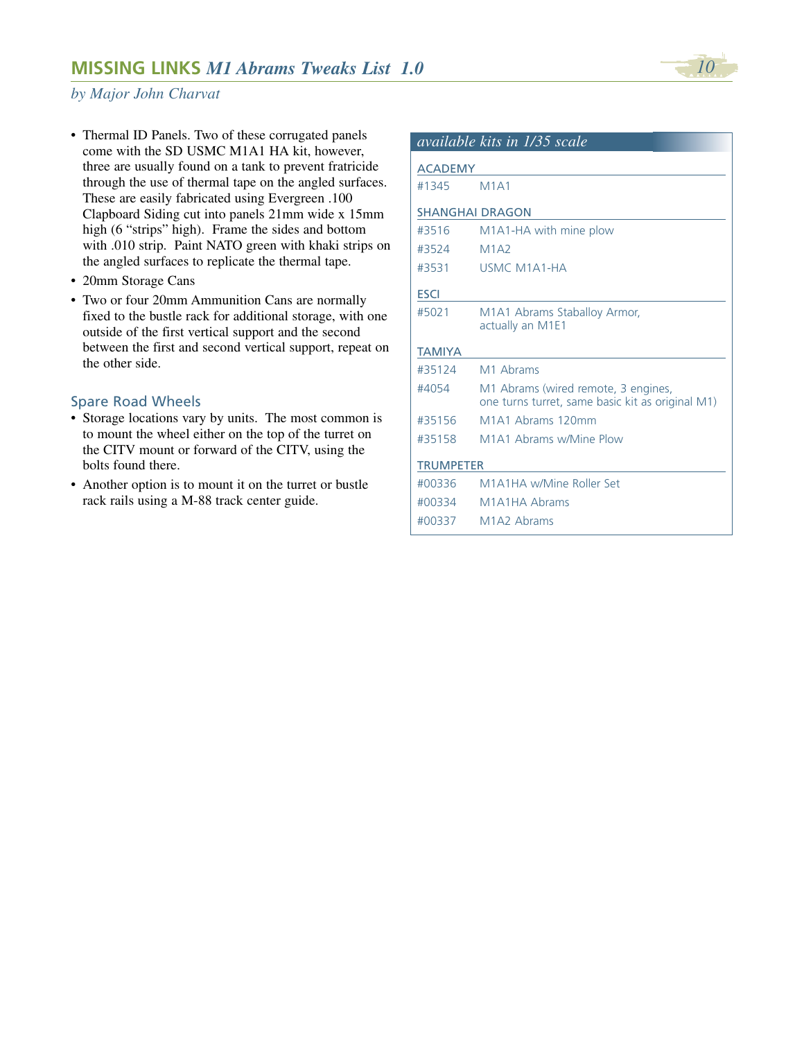- Thermal ID Panels. Two of these corrugated panels come with the SD USMC M1A1 HA kit, however, three are usually found on a tank to prevent fratricide through the use of thermal tape on the angled surfaces. These are easily fabricated using Evergreen .100 Clapboard Siding cut into panels 21mm wide x 15mm high (6 "strips" high). Frame the sides and bottom with .010 strip. Paint NATO green with khaki strips on the angled surfaces to replicate the thermal tape.
- 20mm Storage Cans
- Two or four 20mm Ammunition Cans are normally fixed to the bustle rack for additional storage, with one outside of the first vertical support and the second between the first and second vertical support, repeat on the other side.

## Spare Road Wheels

- Storage locations vary by units. The most common is to mount the wheel either on the top of the turret on the CITV mount or forward of the CITV, using the bolts found there.
- Another option is to mount it on the turret or bustle rack rails using a M-88 track center guide.

*available kits in 1/35 scale*

| | |
|---|---|
| **ACADEMY** | |
| #1345 | M1A1 |
| **SHANGHAI DRAGON** | |
| #3516 | M1A1-HA with mine plow |
| #3524 | M1A2 |
| #3531 | USMC M1A1-HA |
| **ESCI** | |
| #5021 | M1A1 Abrams Staballoy Armor, actually an M1E1 |
| **TAMIYA** | |
| #35124 | M1 Abrams |
| #4054 | M1 Abrams (wired remote, 3 engines, one turns turret, same basic kit as original M1) |
| #35156 | M1A1 Abrams 120mm |
| #35158 | M1A1 Abrams w/Mine Plow |
| **TRUMPETER** | |
| #00336 | M1A1HA w/Mine Roller Set |
| #00334 | M1A1HA Abrams |
| #00337 | M1A2 Abrams |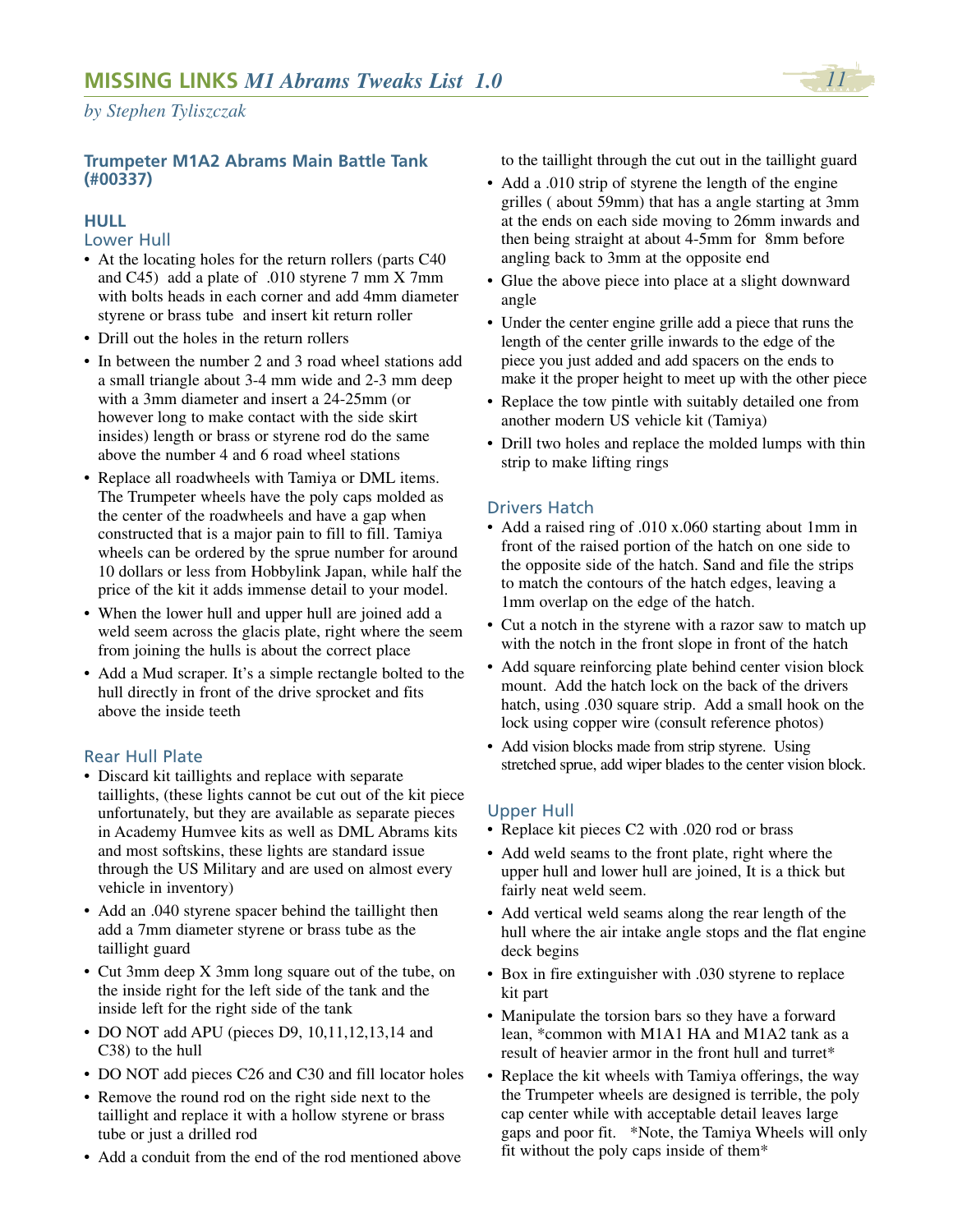## Trumpeter M1A2 Abrams Main Battle Tank (#00337)

### HULL

#### Lower Hull

- At the locating holes for the return rollers (parts C40 and C45) add a plate of .010 styrene 7 mm X 7mm with bolts heads in each corner and add 4mm diameter styrene or brass tube and insert kit return roller
- Drill out the holes in the return rollers
- In between the number 2 and 3 road wheel stations add a small triangle about 3-4 mm wide and 2-3 mm deep with a 3mm diameter and insert a 24-25mm (or however long to make contact with the side skirt insides) length or brass or styrene rod do the same above the number 4 and 6 road wheel stations
- Replace all roadwheels with Tamiya or DML items. The Trumpeter wheels have the poly caps molded as the center of the roadwheels and have a gap when constructed that is a major pain to fill to fill. Tamiya wheels can be ordered by the sprue number for around 10 dollars or less from Hobbylink Japan, while half the price of the kit it adds immense detail to your model.
- When the lower hull and upper hull are joined add a weld seem across the glacis plate, right where the seem from joining the hulls is about the correct place
- Add a Mud scraper. It's a simple rectangle bolted to the hull directly in front of the drive sprocket and fits above the inside teeth

#### Rear Hull Plate

- Discard kit taillights and replace with separate taillights, (these lights cannot be cut out of the kit piece unfortunately, but they are available as separate pieces in Academy Humvee kits as well as DML Abrams kits and most softskins, these lights are standard issue through the US Military and are used on almost every vehicle in inventory)
- Add an .040 styrene spacer behind the taillight then add a 7mm diameter styrene or brass tube as the taillight guard
- Cut 3mm deep X 3mm long square out of the tube, on the inside right for the left side of the tank and the inside left for the right side of the tank
- DO NOT add APU (pieces D9, 10,11,12,13,14 and C38) to the hull
- DO NOT add pieces C26 and C30 and fill locator holes
- Remove the round rod on the right side next to the taillight and replace it with a hollow styrene or brass tube or just a drilled rod
- Add a conduit from the end of the rod mentioned above to the taillight through the cut out in the taillight guard
- Add a .010 strip of styrene the length of the engine grilles ( about 59mm) that has a angle starting at 3mm at the ends on each side moving to 26mm inwards and then being straight at about 4-5mm for 8mm before angling back to 3mm at the opposite end
- Glue the above piece into place at a slight downward angle
- Under the center engine grille add a piece that runs the length of the center grille inwards to the edge of the piece you just added and add spacers on the ends to make it the proper height to meet up with the other piece
- Replace the tow pintle with suitably detailed one from another modern US vehicle kit (Tamiya)
- Drill two holes and replace the molded lumps with thin strip to make lifting rings

#### Drivers Hatch

- Add a raised ring of .010 x.060 starting about 1mm in front of the raised portion of the hatch on one side to the opposite side of the hatch. Sand and file the strips to match the contours of the hatch edges, leaving a 1mm overlap on the edge of the hatch.
- Cut a notch in the styrene with a razor saw to match up with the notch in the front slope in front of the hatch
- Add square reinforcing plate behind center vision block mount. Add the hatch lock on the back of the drivers hatch, using .030 square strip. Add a small hook on the lock using copper wire (consult reference photos)
- Add vision blocks made from strip styrene. Using stretched sprue, add wiper blades to the center vision block.

#### Upper Hull

- Replace kit pieces C2 with .020 rod or brass
- Add weld seams to the front plate, right where the upper hull and lower hull are joined, It is a thick but fairly neat weld seem.
- Add vertical weld seams along the rear length of the hull where the air intake angle stops and the flat engine deck begins
- Box in fire extinguisher with .030 styrene to replace kit part
- Manipulate the torsion bars so they have a forward lean, *common with M1A1 HA and M1A2 tank as a result of heavier armor in the front hull and turret*
- Replace the kit wheels with Tamiya offerings, the way the Trumpeter wheels are designed is terrible, the poly cap center while with acceptable detail leaves large gaps and poor fit. *Note, the Tamiya Wheels will only fit without the poly caps inside of them*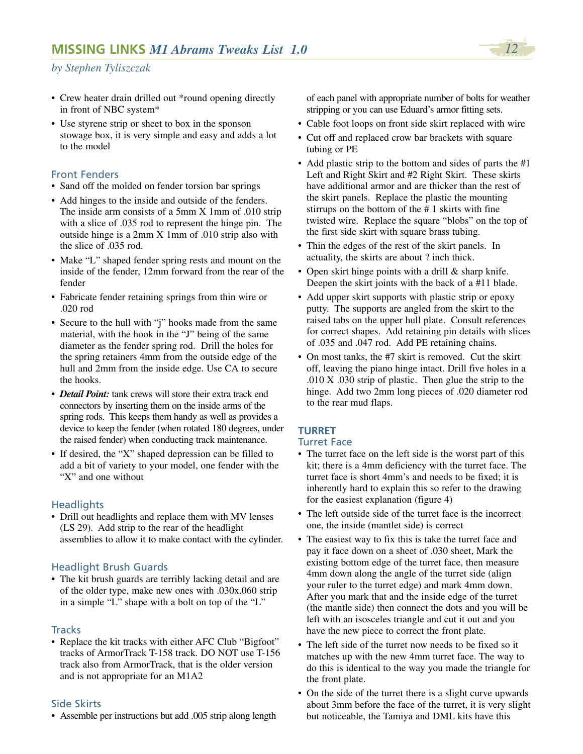- Crew heater drain drilled out *round opening directly in front of NBC system*
- Use styrene strip or sheet to box in the sponson stowage box, it is very simple and easy and adds a lot to the model

### Front Fenders

- Sand off the molded on fender torsion bar springs
- Add hinges to the inside and outside of the fenders. The inside arm consists of a 5mm X 1mm of .010 strip with a slice of .035 rod to represent the hinge pin. The outside hinge is a 2mm X 1mm of .010 strip also with the slice of .035 rod.
- Make "L" shaped fender spring rests and mount on the inside of the fender, 12mm forward from the rear of the fender
- Fabricate fender retaining springs from thin wire or .020 rod
- Secure to the hull with "j" hooks made from the same material, with the hook in the "J" being of the same diameter as the fender spring rod. Drill the holes for the spring retainers 4mm from the outside edge of the hull and 2mm from the inside edge. Use CA to secure the hooks.
- ***Detail Point:*** tank crews will store their extra track end connectors by inserting them on the inside arms of the spring rods. This keeps them handy as well as provides a device to keep the fender (when rotated 180 degrees, under the raised fender) when conducting track maintenance.
- If desired, the "X" shaped depression can be filled to add a bit of variety to your model, one fender with the "X" and one without

### Headlights

- Drill out headlights and replace them with MV lenses (LS 29). Add strip to the rear of the headlight assemblies to allow it to make contact with the cylinder.

### Headlight Brush Guards

- The kit brush guards are terribly lacking detail and are of the older type, make new ones with .030x.060 strip in a simple "L" shape with a bolt on top of the "L"

### Tracks

- Replace the kit tracks with either AFC Club "Bigfoot" tracks of ArmorTrack T-158 track. DO NOT use T-156 track also from ArmorTrack, that is the older version and is not appropriate for an M1A2

### Side Skirts

- Assemble per instructions but add .005 strip along length of each panel with appropriate number of bolts for weather stripping or you can use Eduard's armor fitting sets.
- Cable foot loops on front side skirt replaced with wire
- Cut off and replaced crow bar brackets with square tubing or PE
- Add plastic strip to the bottom and sides of parts the #1 Left and Right Skirt and #2 Right Skirt. These skirts have additional armor and are thicker than the rest of the skirt panels. Replace the plastic the mounting stirrups on the bottom of the # 1 skirts with fine twisted wire. Replace the square "blobs" on the top of the first side skirt with square brass tubing.
- Thin the edges of the rest of the skirt panels. In actuality, the skirts are about ? inch thick.
- Open skirt hinge points with a drill & sharp knife. Deepen the skirt joints with the back of a #11 blade.
- Add upper skirt supports with plastic strip or epoxy putty. The supports are angled from the skirt to the raised tabs on the upper hull plate. Consult references for correct shapes. Add retaining pin details with slices of .035 and .047 rod. Add PE retaining chains.
- On most tanks, the #7 skirt is removed. Cut the skirt off, leaving the piano hinge intact. Drill five holes in a .010 X .030 strip of plastic. Then glue the strip to the hinge. Add two 2mm long pieces of .020 diameter rod to the rear mud flaps.

## TURRET

### Turret Face

- The turret face on the left side is the worst part of this kit; there is a 4mm deficiency with the turret face. The turret face is short 4mm's and needs to be fixed; it is inherently hard to explain this so refer to the drawing for the easiest explanation (figure 4)
- The left outside side of the turret face is the incorrect one, the inside (mantlet side) is correct
- The easiest way to fix this is take the turret face and pay it face down on a sheet of .030 sheet, Mark the existing bottom edge of the turret face, then measure 4mm down along the angle of the turret side (align your ruler to the turret edge) and mark 4mm down. After you mark that and the inside edge of the turret (the mantle side) then connect the dots and you will be left with an isosceles triangle and cut it out and you have the new piece to correct the front plate.
- The left side of the turret now needs to be fixed so it matches up with the new 4mm turret face. The way to do this is identical to the way you made the triangle for the front plate.
- On the side of the turret there is a slight curve upwards about 3mm before the face of the turret, it is very slight but noticeable, the Tamiya and DML kits have this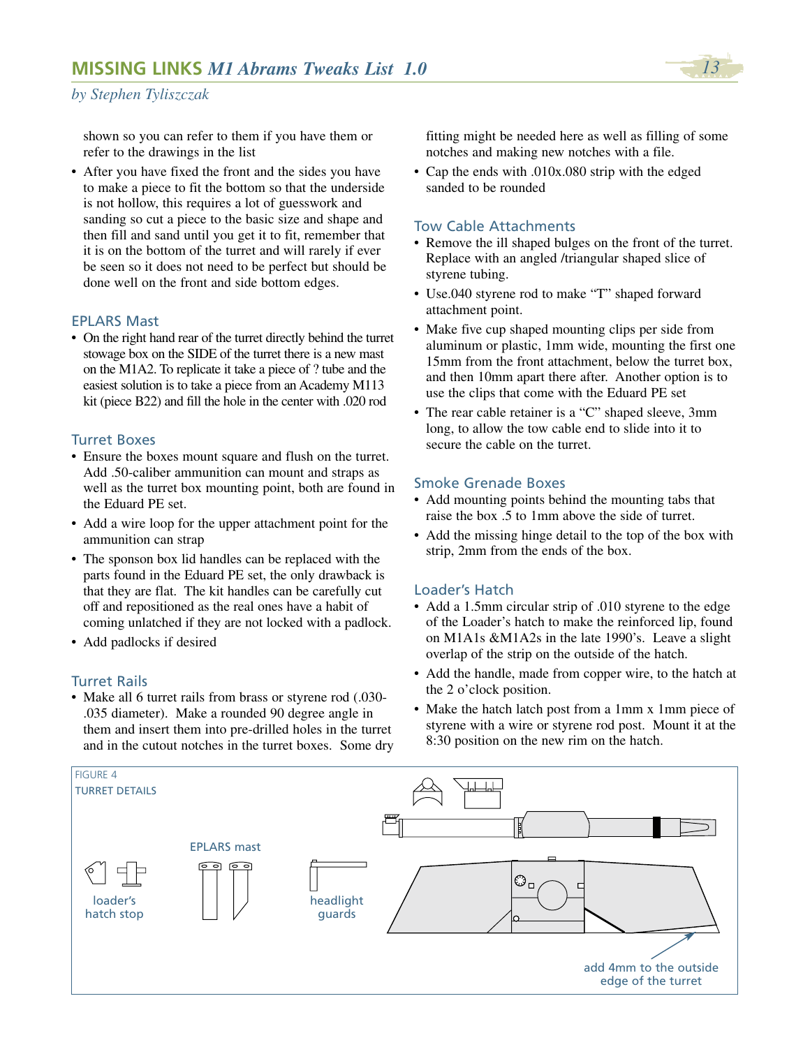shown so you can refer to them if you have them or refer to the drawings in the list

- After you have fixed the front and the sides you have to make a piece to fit the bottom so that the underside is not hollow, this requires a lot of guesswork and sanding so cut a piece to the basic size and shape and then fill and sand until you get it to fit, remember that it is on the bottom of the turret and will rarely if ever be seen so it does not need to be perfect but should be done well on the front and side bottom edges.

### EPLARS Mast

- On the right hand rear of the turret directly behind the turret stowage box on the SIDE of the turret there is a new mast on the M1A2. To replicate it take a piece of ? tube and the easiest solution is to take a piece from an Academy M113 kit (piece B22) and fill the hole in the center with .020 rod

### Turret Boxes

- Ensure the boxes mount square and flush on the turret. Add .50-caliber ammunition can mount and straps as well as the turret box mounting point, both are found in the Eduard PE set.
- Add a wire loop for the upper attachment point for the ammunition can strap
- The sponson box lid handles can be replaced with the parts found in the Eduard PE set, the only drawback is that they are flat. The kit handles can be carefully cut off and repositioned as the real ones have a habit of coming unlatched if they are not locked with a padlock.
- Add padlocks if desired

### Turret Rails

- Make all 6 turret rails from brass or styrene rod (.030-.035 diameter). Make a rounded 90 degree angle in them and insert them into pre-drilled holes in the turret and in the cutout notches in the turret boxes. Some dry fitting might be needed here as well as filling of some notches and making new notches with a file.
- Cap the ends with .010x.080 strip with the edged sanded to be rounded

### Tow Cable Attachments

- Remove the ill shaped bulges on the front of the turret. Replace with an angled /triangular shaped slice of styrene tubing.
- Use.040 styrene rod to make "T" shaped forward attachment point.
- Make five cup shaped mounting clips per side from aluminum or plastic, 1mm wide, mounting the first one 15mm from the front attachment, below the turret box, and then 10mm apart there after. Another option is to use the clips that come with the Eduard PE set
- The rear cable retainer is a "C" shaped sleeve, 3mm long, to allow the tow cable end to slide into it to secure the cable on the turret.

### Smoke Grenade Boxes

- Add mounting points behind the mounting tabs that raise the box .5 to 1mm above the side of turret.
- Add the missing hinge detail to the top of the box with strip, 2mm from the ends of the box.

### Loader's Hatch

- Add a 1.5mm circular strip of .010 styrene to the edge of the Loader's hatch to make the reinforced lip, found on M1A1s &M1A2s in the late 1990's. Leave a slight overlap of the strip on the outside of the hatch.
- Add the handle, made from copper wire, to the hatch at the 2 o'clock position.
- Make the hatch latch post from a 1mm x 1mm piece of styrene with a wire or styrene rod post. Mount it at the 8:30 position on the new rim on the hatch.

FIGURE 4
TURRET DETAILS

loader's hatch stop

EPLARS mast

headlight guards

add 4mm to the outside edge of the turret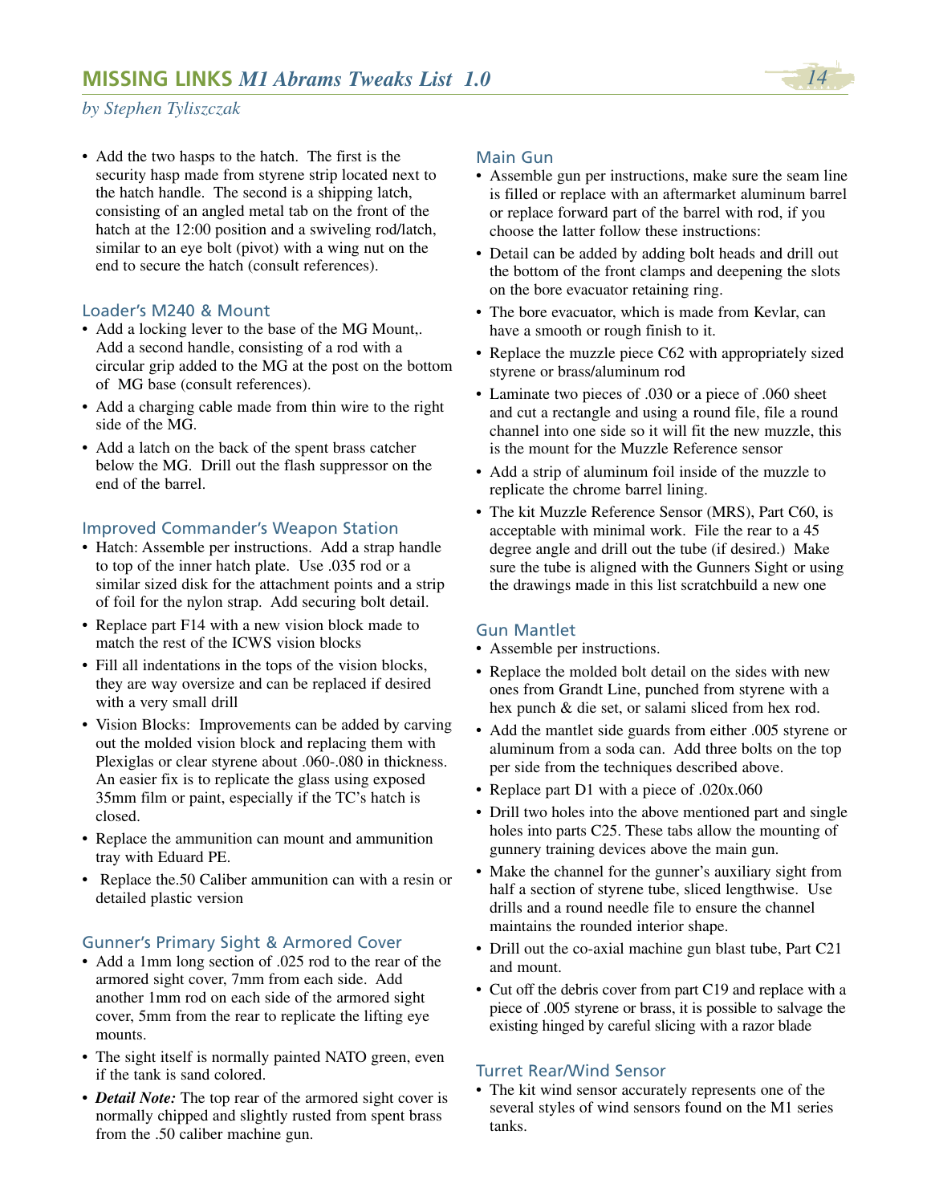- Add the two hasps to the hatch. The first is the security hasp made from styrene strip located next to the hatch handle. The second is a shipping latch, consisting of an angled metal tab on the front of the hatch at the 12:00 position and a swiveling rod/latch, similar to an eye bolt (pivot) with a wing nut on the end to secure the hatch (consult references).

### Loader's M240 & Mount

- Add a locking lever to the base of the MG Mount,. Add a second handle, consisting of a rod with a circular grip added to the MG at the post on the bottom of MG base (consult references).
- Add a charging cable made from thin wire to the right side of the MG.
- Add a latch on the back of the spent brass catcher below the MG. Drill out the flash suppressor on the end of the barrel.

### Improved Commander's Weapon Station

- Hatch: Assemble per instructions. Add a strap handle to top of the inner hatch plate. Use .035 rod or a similar sized disk for the attachment points and a strip of foil for the nylon strap. Add securing bolt detail.
- Replace part F14 with a new vision block made to match the rest of the ICWS vision blocks
- Fill all indentations in the tops of the vision blocks, they are way oversize and can be replaced if desired with a very small drill
- Vision Blocks: Improvements can be added by carving out the molded vision block and replacing them with Plexiglas or clear styrene about .060-.080 in thickness. An easier fix is to replicate the glass using exposed 35mm film or paint, especially if the TC's hatch is closed.
- Replace the ammunition can mount and ammunition tray with Eduard PE.
- Replace the.50 Caliber ammunition can with a resin or detailed plastic version

### Gunner's Primary Sight & Armored Cover

- Add a 1mm long section of .025 rod to the rear of the armored sight cover, 7mm from each side. Add another 1mm rod on each side of the armored sight cover, 5mm from the rear to replicate the lifting eye mounts.
- The sight itself is normally painted NATO green, even if the tank is sand colored.
- ***Detail Note:*** The top rear of the armored sight cover is normally chipped and slightly rusted from spent brass from the .50 caliber machine gun.

### Main Gun

- Assemble gun per instructions, make sure the seam line is filled or replace with an aftermarket aluminum barrel or replace forward part of the barrel with rod, if you choose the latter follow these instructions:
- Detail can be added by adding bolt heads and drill out the bottom of the front clamps and deepening the slots on the bore evacuator retaining ring.
- The bore evacuator, which is made from Kevlar, can have a smooth or rough finish to it.
- Replace the muzzle piece C62 with appropriately sized styrene or brass/aluminum rod
- Laminate two pieces of .030 or a piece of .060 sheet and cut a rectangle and using a round file, file a round channel into one side so it will fit the new muzzle, this is the mount for the Muzzle Reference sensor
- Add a strip of aluminum foil inside of the muzzle to replicate the chrome barrel lining.
- The kit Muzzle Reference Sensor (MRS), Part C60, is acceptable with minimal work. File the rear to a 45 degree angle and drill out the tube (if desired.) Make sure the tube is aligned with the Gunners Sight or using the drawings made in this list scratchbuild a new one

### Gun Mantlet

- Assemble per instructions.
- Replace the molded bolt detail on the sides with new ones from Grandt Line, punched from styrene with a hex punch & die set, or salami sliced from hex rod.
- Add the mantlet side guards from either .005 styrene or aluminum from a soda can. Add three bolts on the top per side from the techniques described above.
- Replace part D1 with a piece of .020x.060
- Drill two holes into the above mentioned part and single holes into parts C25. These tabs allow the mounting of gunnery training devices above the main gun.
- Make the channel for the gunner's auxiliary sight from half a section of styrene tube, sliced lengthwise. Use drills and a round needle file to ensure the channel maintains the rounded interior shape.
- Drill out the co-axial machine gun blast tube, Part C21 and mount.
- Cut off the debris cover from part C19 and replace with a piece of .005 styrene or brass, it is possible to salvage the existing hinged by careful slicing with a razor blade

### Turret Rear/Wind Sensor

- The kit wind sensor accurately represents one of the several styles of wind sensors found on the M1 series tanks.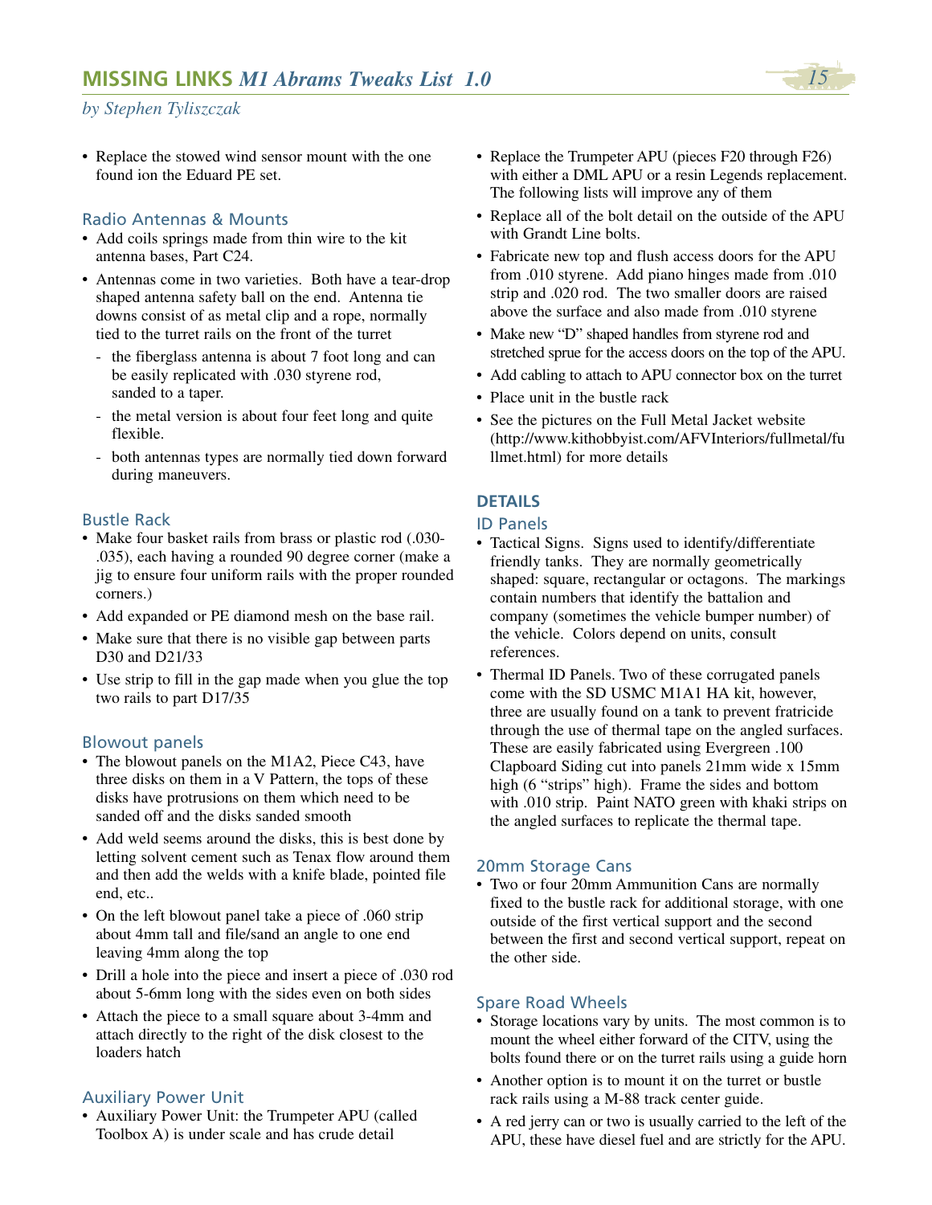- Replace the stowed wind sensor mount with the one found ion the Eduard PE set.

### Radio Antennas & Mounts

- Add coils springs made from thin wire to the kit antenna bases, Part C24.
- Antennas come in two varieties. Both have a tear-drop shaped antenna safety ball on the end. Antenna tie downs consist of as metal clip and a rope, normally tied to the turret rails on the front of the turret
  - the fiberglass antenna is about 7 foot long and can be easily replicated with .030 styrene rod, sanded to a taper.
  - the metal version is about four feet long and quite flexible.
  - both antennas types are normally tied down forward during maneuvers.

### Bustle Rack

- Make four basket rails from brass or plastic rod (.030-.035), each having a rounded 90 degree corner (make a jig to ensure four uniform rails with the proper rounded corners.)
- Add expanded or PE diamond mesh on the base rail.
- Make sure that there is no visible gap between parts D30 and D21/33
- Use strip to fill in the gap made when you glue the top two rails to part D17/35

### Blowout panels

- The blowout panels on the M1A2, Piece C43, have three disks on them in a V Pattern, the tops of these disks have protrusions on them which need to be sanded off and the disks sanded smooth
- Add weld seems around the disks, this is best done by letting solvent cement such as Tenax flow around them and then add the welds with a knife blade, pointed file end, etc..
- On the left blowout panel take a piece of .060 strip about 4mm tall and file/sand an angle to one end leaving 4mm along the top
- Drill a hole into the piece and insert a piece of .030 rod about 5-6mm long with the sides even on both sides
- Attach the piece to a small square about 3-4mm and attach directly to the right of the disk closest to the loaders hatch

### Auxiliary Power Unit

- Auxiliary Power Unit: the Trumpeter APU (called Toolbox A) is under scale and has crude detail
- Replace the Trumpeter APU (pieces F20 through F26) with either a DML APU or a resin Legends replacement. The following lists will improve any of them
- Replace all of the bolt detail on the outside of the APU with Grandt Line bolts.
- Fabricate new top and flush access doors for the APU from .010 styrene. Add piano hinges made from .010 strip and .020 rod. The two smaller doors are raised above the surface and also made from .010 styrene
- Make new "D" shaped handles from styrene rod and stretched sprue for the access doors on the top of the APU.
- Add cabling to attach to APU connector box on the turret
- Place unit in the bustle rack
- See the pictures on the Full Metal Jacket website (http://www.kithobbyist.com/AFVInteriors/fullmetal/fullmet.html) for more details

## DETAILS

### ID Panels

- Tactical Signs. Signs used to identify/differentiate friendly tanks. They are normally geometrically shaped: square, rectangular or octagons. The markings contain numbers that identify the battalion and company (sometimes the vehicle bumper number) of the vehicle. Colors depend on units, consult references.
- Thermal ID Panels. Two of these corrugated panels come with the SD USMC M1A1 HA kit, however, three are usually found on a tank to prevent fratricide through the use of thermal tape on the angled surfaces. These are easily fabricated using Evergreen .100 Clapboard Siding cut into panels 21mm wide x 15mm high (6 "strips" high). Frame the sides and bottom with .010 strip. Paint NATO green with khaki strips on the angled surfaces to replicate the thermal tape.

### 20mm Storage Cans

- Two or four 20mm Ammunition Cans are normally fixed to the bustle rack for additional storage, with one outside of the first vertical support and the second between the first and second vertical support, repeat on the other side.

### Spare Road Wheels

- Storage locations vary by units. The most common is to mount the wheel either forward of the CITV, using the bolts found there or on the turret rails using a guide horn
- Another option is to mount it on the turret or bustle rack rails using a M-88 track center guide.
- A red jerry can or two is usually carried to the left of the APU, these have diesel fuel and are strictly for the APU.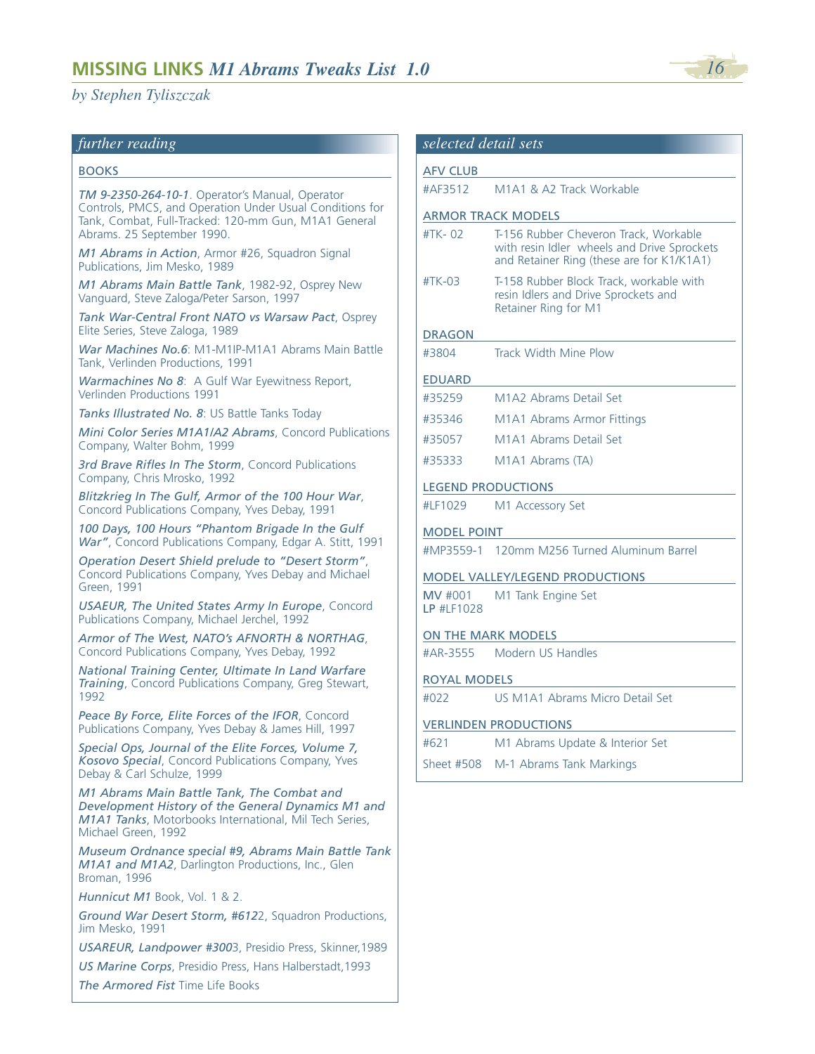## further reading

### BOOKS

*TM 9-2350-264-10-1*. Operator's Manual, Operator Controls, PMCS, and Operation Under Usual Conditions for Tank, Combat, Full-Tracked: 120-mm Gun, M1A1 General Abrams. 25 September 1990.

*M1 Abrams in Action*, Armor #26, Squadron Signal Publications, Jim Mesko, 1989

*M1 Abrams Main Battle Tank*, 1982-92, Osprey New Vanguard, Steve Zaloga/Peter Sarson, 1997

*Tank War-Central Front NATO vs Warsaw Pact*, Osprey Elite Series, Steve Zaloga, 1989

*War Machines No.6*: M1-M1IP-M1A1 Abrams Main Battle Tank, Verlinden Productions, 1991

*Warmachines No 8*: A Gulf War Eyewitness Report, Verlinden Productions 1991

*Tanks Illustrated No. 8*: US Battle Tanks Today

*Mini Color Series M1A1/A2 Abrams*, Concord Publications Company, Walter Bohm, 1999

*3rd Brave Rifles In The Storm*, Concord Publications Company, Chris Mrosko, 1992

*Blitzkrieg In The Gulf, Armor of the 100 Hour War*, Concord Publications Company, Yves Debay, 1991

*100 Days, 100 Hours "Phantom Brigade In the Gulf War"*, Concord Publications Company, Edgar A. Stitt, 1991

*Operation Desert Shield prelude to "Desert Storm"*, Concord Publications Company, Yves Debay and Michael Green, 1991

*USAEUR, The United States Army In Europe*, Concord Publications Company, Michael Jerchel, 1992

*Armor of The West, NATO's AFNORTH & NORTHAG*, Concord Publications Company, Yves Debay, 1992

*National Training Center, Ultimate In Land Warfare Training*, Concord Publications Company, Greg Stewart, 1992

*Peace By Force, Elite Forces of the IFOR*, Concord Publications Company, Yves Debay & James Hill, 1997

*Special Ops, Journal of the Elite Forces, Volume 7, Kosovo Special*, Concord Publications Company, Yves Debay & Carl Schulze, 1999

*M1 Abrams Main Battle Tank, The Combat and Development History of the General Dynamics M1 and M1A1 Tanks*, Motorbooks International, Mil Tech Series, Michael Green, 1992

*Museum Ordnance special #9, Abrams Main Battle Tank M1A1 and M1A2*, Darlington Productions, Inc., Glen Broman, 1996

*Hunnicut M1* Book, Vol. 1 & 2.

*Ground War Desert Storm, #612*2, Squadron Productions, Jim Mesko, 1991

*USAREUR, Landpower #300*3, Presidio Press, Skinner,1989

*US Marine Corps*, Presidio Press, Hans Halberstadt,1993

*The Armored Fist* Time Life Books

## selected detail sets

### AFV CLUB

| | |
|---|---|
| #AF3512 | M1A1 & A2 Track Workable |

### ARMOR TRACK MODELS

| | |
|---|---|
| #TK- 02 | T-156 Rubber Cheveron Track, Workable with resin Idler wheels and Drive Sprockets and Retainer Ring (these are for K1/K1A1) |
| #TK-03 | T-158 Rubber Block Track, workable with resin Idlers and Drive Sprockets and Retainer Ring for M1 |

### DRAGON

| | |
|---|---|
| #3804 | Track Width Mine Plow |

### EDUARD

| | |
|---|---|
| #35259 | M1A2 Abrams Detail Set |
| #35346 | M1A1 Abrams Armor Fittings |
| #35057 | M1A1 Abrams Detail Set |
| #35333 | M1A1 Abrams (TA) |

### LEGEND PRODUCTIONS

| | |
|---|---|
| #LF1029 | M1 Accessory Set |

### MODEL POINT

| | |
|---|---|
| #MP3559-1 | 120mm M256 Turned Aluminum Barrel |

### MODEL VALLEY/LEGEND PRODUCTIONS

| | |
|---|---|
| MV #001<br>LP #LF1028 | M1 Tank Engine Set |

### ON THE MARK MODELS

| | |
|---|---|
| #AR-3555 | Modern US Handles |

### ROYAL MODELS

| | |
|---|---|
| #022 | US M1A1 Abrams Micro Detail Set |

### VERLINDEN PRODUCTIONS

| | |
|---|---|
| #621 | M1 Abrams Update & Interior Set |
| Sheet #508 | M-1 Abrams Tank Markings |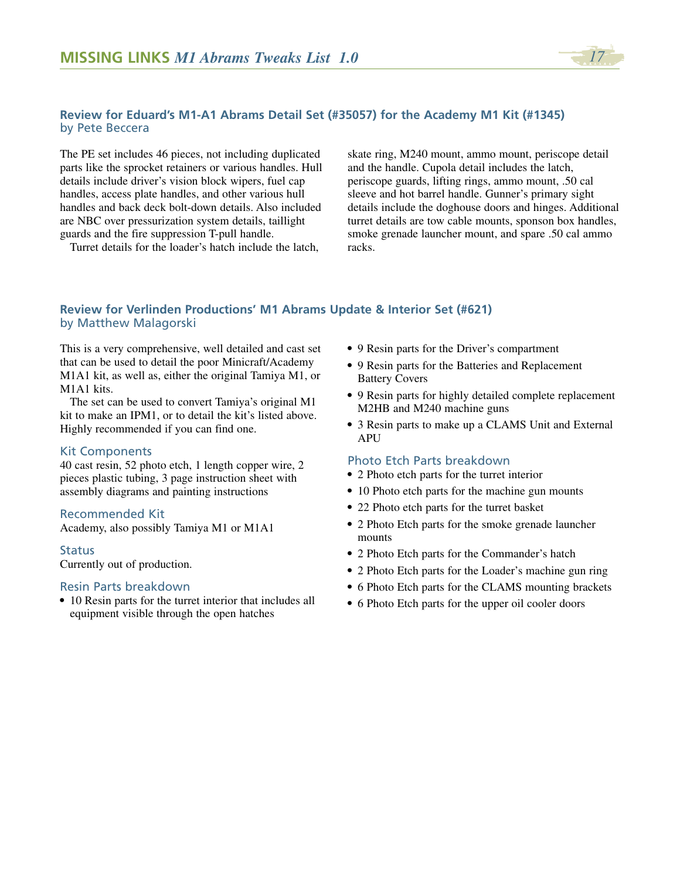## Review for Eduard's M1-A1 Abrams Detail Set (#35057) for the Academy M1 Kit (#1345)
by Pete Beccera

The PE set includes 46 pieces, not including duplicated parts like the sprocket retainers or various handles. Hull details include driver's vision block wipers, fuel cap handles, access plate handles, and other various hull handles and back deck bolt-down details. Also included are NBC over pressurization system details, taillight guards and the fire suppression T-pull handle.

Turret details for the loader's hatch include the latch, skate ring, M240 mount, ammo mount, periscope detail and the handle. Cupola detail includes the latch, periscope guards, lifting rings, ammo mount, .50 cal sleeve and hot barrel handle. Gunner's primary sight details include the doghouse doors and hinges. Additional turret details are tow cable mounts, sponson box handles, smoke grenade launcher mount, and spare .50 cal ammo racks.

## Review for Verlinden Productions' M1 Abrams Update & Interior Set (#621)
by Matthew Malagorski

This is a very comprehensive, well detailed and cast set that can be used to detail the poor Minicraft/Academy M1A1 kit, as well as, either the original Tamiya M1, or M1A1 kits.

The set can be used to convert Tamiya's original M1 kit to make an IPM1, or to detail the kit's listed above. Highly recommended if you can find one.

### Kit Components
40 cast resin, 52 photo etch, 1 length copper wire, 2 pieces plastic tubing, 3 page instruction sheet with assembly diagrams and painting instructions

### Recommended Kit
Academy, also possibly Tamiya M1 or M1A1

### Status
Currently out of production.

### Resin Parts breakdown
- 10 Resin parts for the turret interior that includes all equipment visible through the open hatches
- 9 Resin parts for the Driver's compartment
- 9 Resin parts for the Batteries and Replacement Battery Covers
- 9 Resin parts for highly detailed complete replacement M2HB and M240 machine guns
- 3 Resin parts to make up a CLAMS Unit and External APU

### Photo Etch Parts breakdown
- 2 Photo etch parts for the turret interior
- 10 Photo etch parts for the machine gun mounts
- 22 Photo etch parts for the turret basket
- 2 Photo Etch parts for the smoke grenade launcher mounts
- 2 Photo Etch parts for the Commander's hatch
- 2 Photo Etch parts for the Loader's machine gun ring
- 6 Photo Etch parts for the CLAMS mounting brackets
- 6 Photo Etch parts for the upper oil cooler doors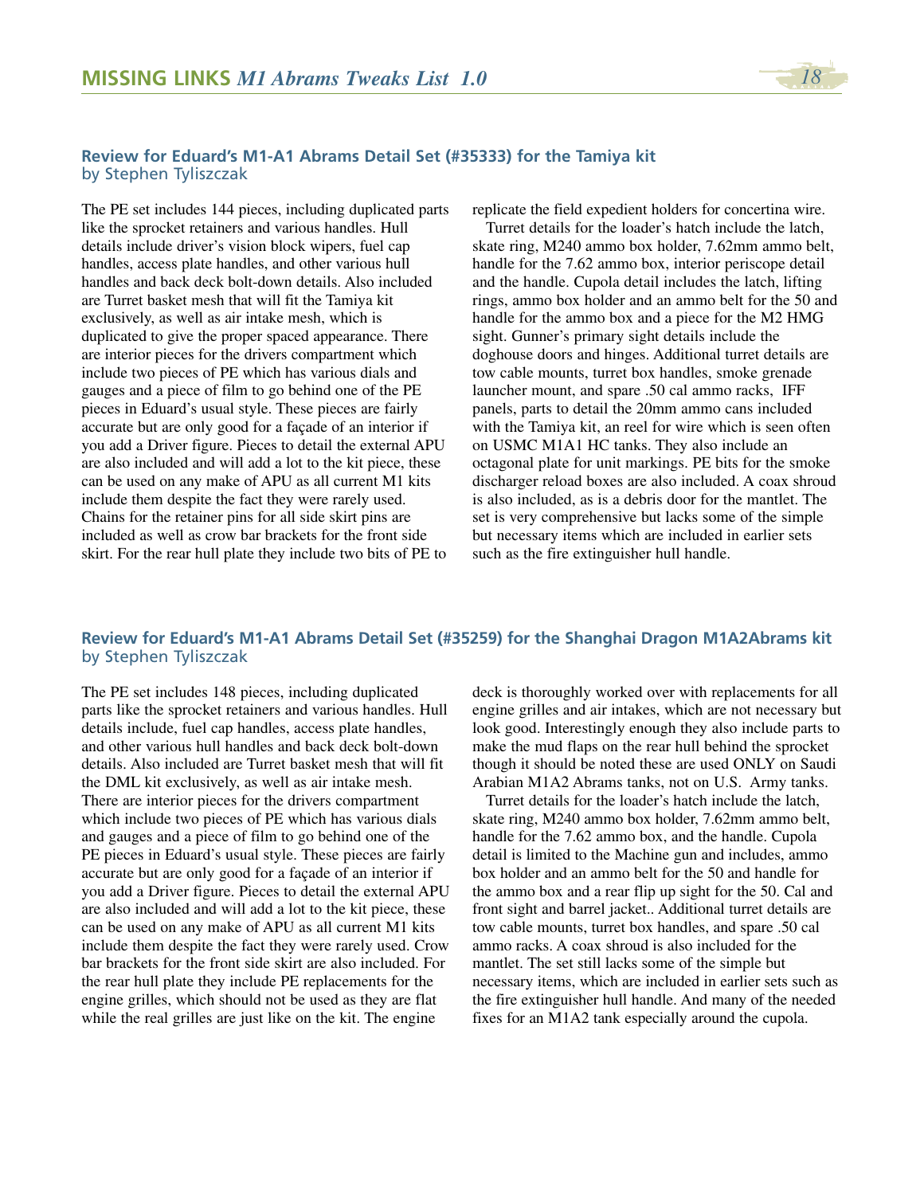### Review for Eduard's M1-A1 Abrams Detail Set (#35333) for the Tamiya kit
by Stephen Tyliszczak

The PE set includes 144 pieces, including duplicated parts like the sprocket retainers and various handles. Hull details include driver's vision block wipers, fuel cap handles, access plate handles, and other various hull handles and back deck bolt-down details. Also included are Turret basket mesh that will fit the Tamiya kit exclusively, as well as air intake mesh, which is duplicated to give the proper spaced appearance. There are interior pieces for the drivers compartment which include two pieces of PE which has various dials and gauges and a piece of film to go behind one of the PE pieces in Eduard's usual style. These pieces are fairly accurate but are only good for a façade of an interior if you add a Driver figure. Pieces to detail the external APU are also included and will add a lot to the kit piece, these can be used on any make of APU as all current M1 kits include them despite the fact they were rarely used. Chains for the retainer pins for all side skirt pins are included as well as crow bar brackets for the front side skirt. For the rear hull plate they include two bits of PE to replicate the field expedient holders for concertina wire.

Turret details for the loader's hatch include the latch, skate ring, M240 ammo box holder, 7.62mm ammo belt, handle for the 7.62 ammo box, interior periscope detail and the handle. Cupola detail includes the latch, lifting rings, ammo box holder and an ammo belt for the 50 and handle for the ammo box and a piece for the M2 HMG sight. Gunner's primary sight details include the doghouse doors and hinges. Additional turret details are tow cable mounts, turret box handles, smoke grenade launcher mount, and spare .50 cal ammo racks, IFF panels, parts to detail the 20mm ammo cans included with the Tamiya kit, an reel for wire which is seen often on USMC M1A1 HC tanks. They also include an octagonal plate for unit markings. PE bits for the smoke discharger reload boxes are also included. A coax shroud is also included, as is a debris door for the mantlet. The set is very comprehensive but lacks some of the simple but necessary items which are included in earlier sets such as the fire extinguisher hull handle.

### Review for Eduard's M1-A1 Abrams Detail Set (#35259) for the Shanghai Dragon M1A2Abrams kit
by Stephen Tyliszczak

The PE set includes 148 pieces, including duplicated parts like the sprocket retainers and various handles. Hull details include, fuel cap handles, access plate handles, and other various hull handles and back deck bolt-down details. Also included are Turret basket mesh that will fit the DML kit exclusively, as well as air intake mesh. There are interior pieces for the drivers compartment which include two pieces of PE which has various dials and gauges and a piece of film to go behind one of the PE pieces in Eduard's usual style. These pieces are fairly accurate but are only good for a façade of an interior if you add a Driver figure. Pieces to detail the external APU are also included and will add a lot to the kit piece, these can be used on any make of APU as all current M1 kits include them despite the fact they were rarely used. Crow bar brackets for the front side skirt are also included. For the rear hull plate they include PE replacements for the engine grilles, which should not be used as they are flat while the real grilles are just like on the kit. The engine deck is thoroughly worked over with replacements for all engine grilles and air intakes, which are not necessary but look good. Interestingly enough they also include parts to make the mud flaps on the rear hull behind the sprocket though it should be noted these are used ONLY on Saudi Arabian M1A2 Abrams tanks, not on U.S. Army tanks.

Turret details for the loader's hatch include the latch, skate ring, M240 ammo box holder, 7.62mm ammo belt, handle for the 7.62 ammo box, and the handle. Cupola detail is limited to the Machine gun and includes, ammo box holder and an ammo belt for the 50 and handle for the ammo box and a rear flip up sight for the 50. Cal and front sight and barrel jacket.. Additional turret details are tow cable mounts, turret box handles, and spare .50 cal ammo racks. A coax shroud is also included for the mantlet. The set still lacks some of the simple but necessary items, which are included in earlier sets such as the fire extinguisher hull handle. And many of the needed fixes for an M1A2 tank especially around the cupola.